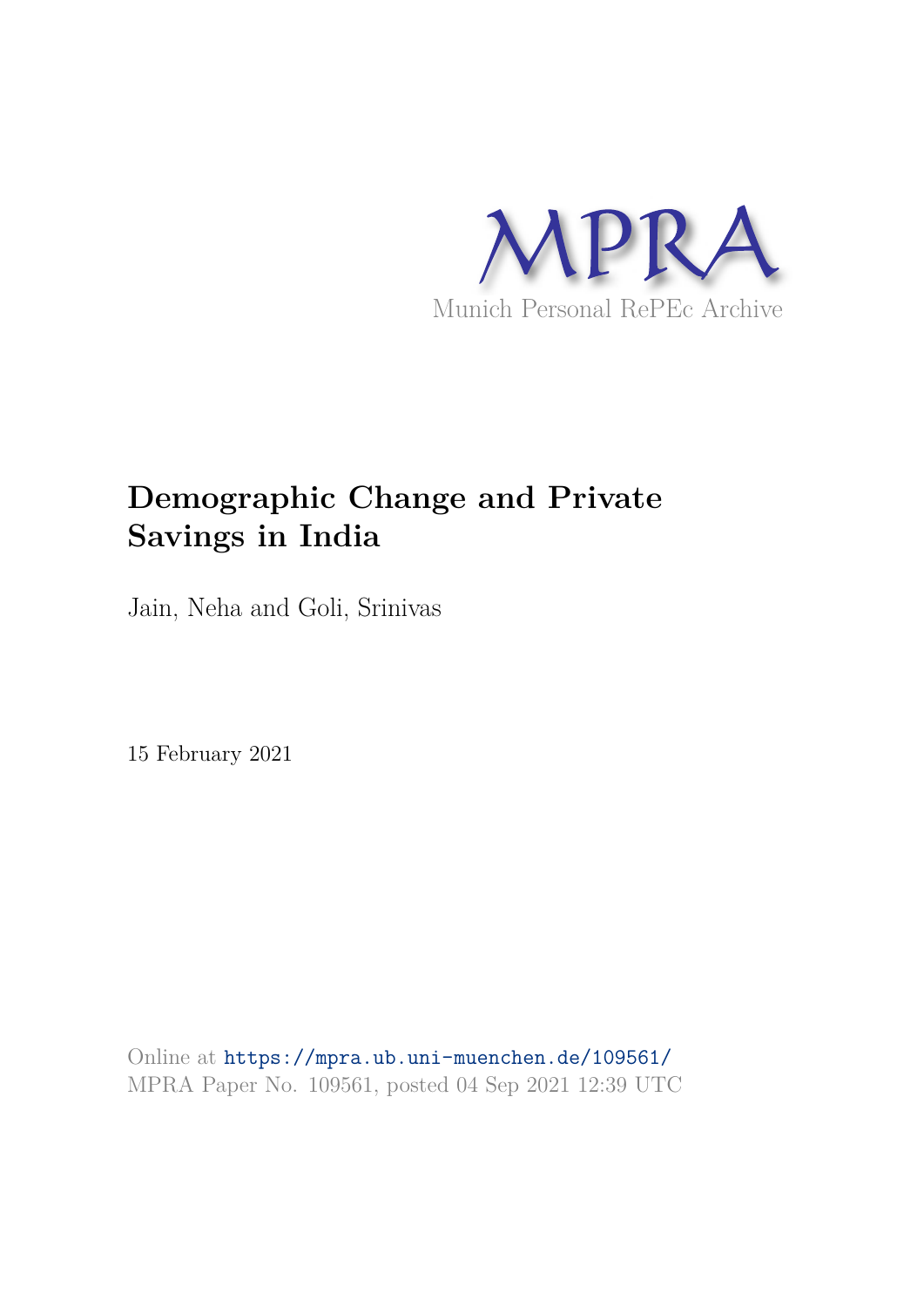MPRA

Munich Personal RePEc Archive

# Demographic Change and Private Savings in India

Jain, Neha and Goli, Srinivas

15 February 2021

Online at https://mpra.ub.uni-muenchen.de/109561/
MPRA Paper No. 109561, posted 04 Sep 2021 12:39 UTC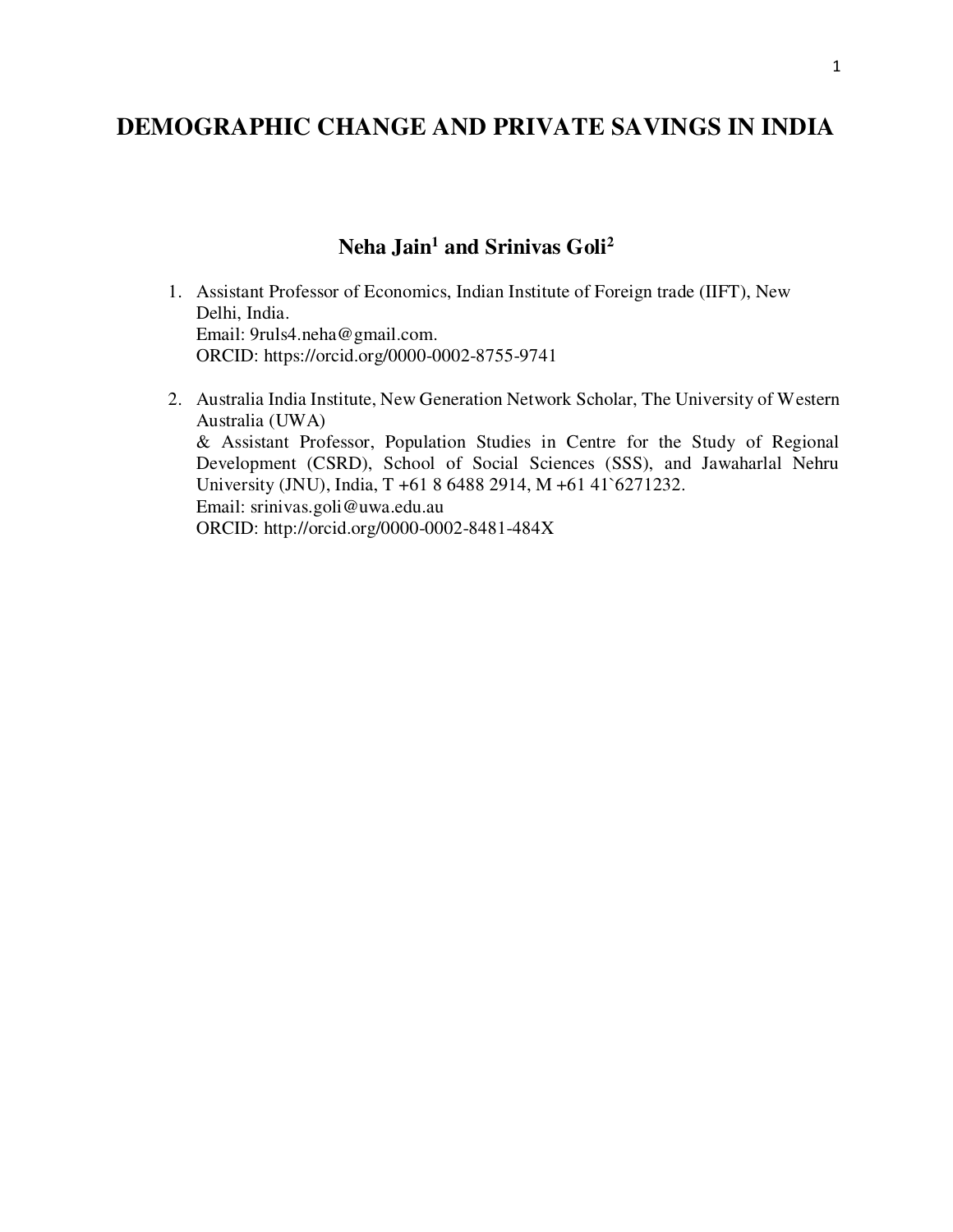# DEMOGRAPHIC CHANGE AND PRIVATE SAVINGS IN INDIA

**Neha Jain[1] and Srinivas Goli[2]**

1. Assistant Professor of Economics, Indian Institute of Foreign trade (IIFT), New Delhi, India.
   Email: 9ruls4.neha@gmail.com.
   ORCID: https://orcid.org/0000-0002-8755-9741

2. Australia India Institute, New Generation Network Scholar, The University of Western Australia (UWA)
   & Assistant Professor, Population Studies in Centre for the Study of Regional Development (CSRD), School of Social Sciences (SSS), and Jawaharlal Nehru University (JNU), India, T +61 8 6488 2914, M +61 41`6271232.
   Email: srinivas.goli@uwa.edu.au
   ORCID: http://orcid.org/0000-0002-8481-484X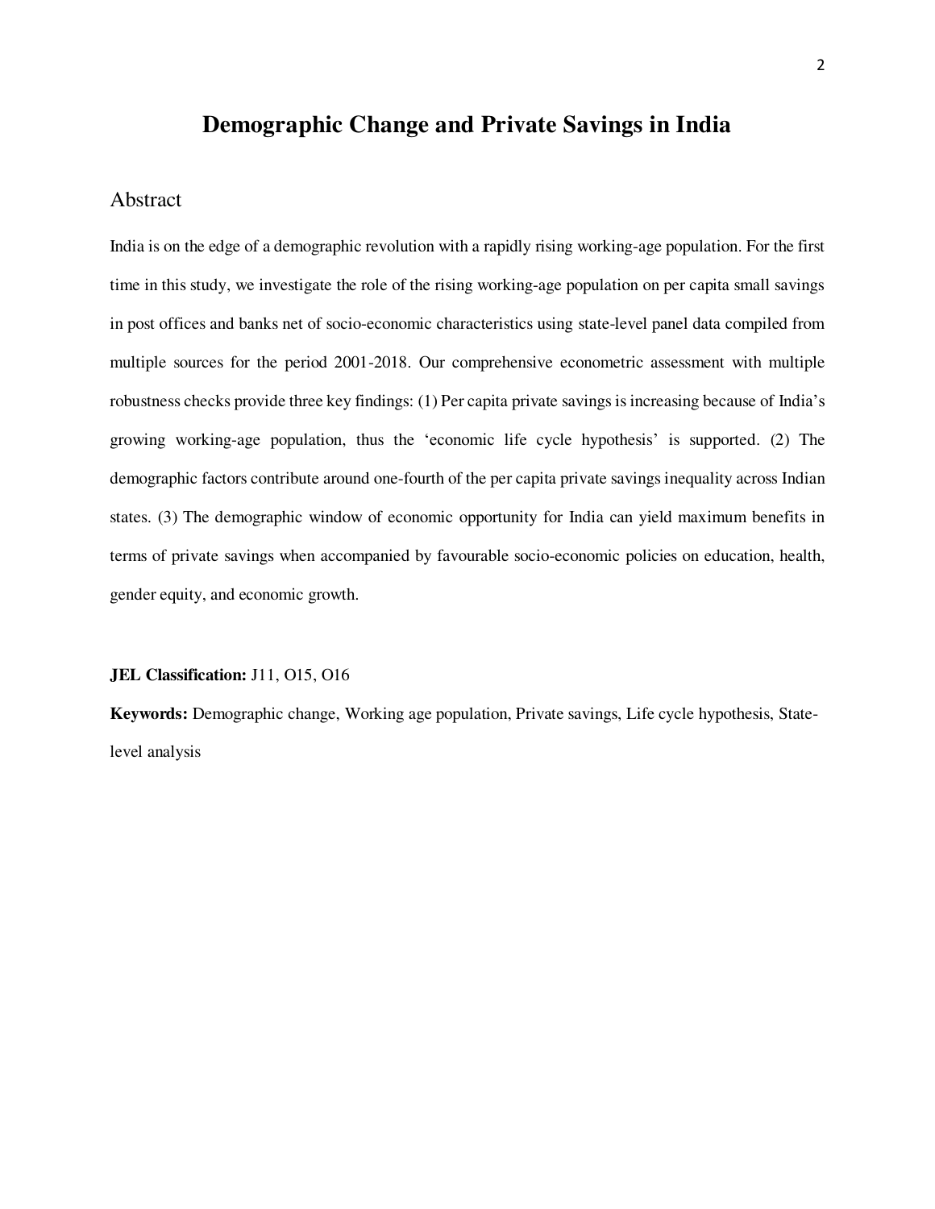# Demographic Change and Private Savings in India

## Abstract

India is on the edge of a demographic revolution with a rapidly rising working-age population. For the first time in this study, we investigate the role of the rising working-age population on per capita small savings in post offices and banks net of socio-economic characteristics using state-level panel data compiled from multiple sources for the period 2001-2018. Our comprehensive econometric assessment with multiple robustness checks provide three key findings: (1) Per capita private savings is increasing because of India's growing working-age population, thus the 'economic life cycle hypothesis' is supported. (2) The demographic factors contribute around one-fourth of the per capita private savings inequality across Indian states. (3) The demographic window of economic opportunity for India can yield maximum benefits in terms of private savings when accompanied by favourable socio-economic policies on education, health, gender equity, and economic growth.

**JEL Classification:** J11, O15, O16

**Keywords:** Demographic change, Working age population, Private savings, Life cycle hypothesis, State-level analysis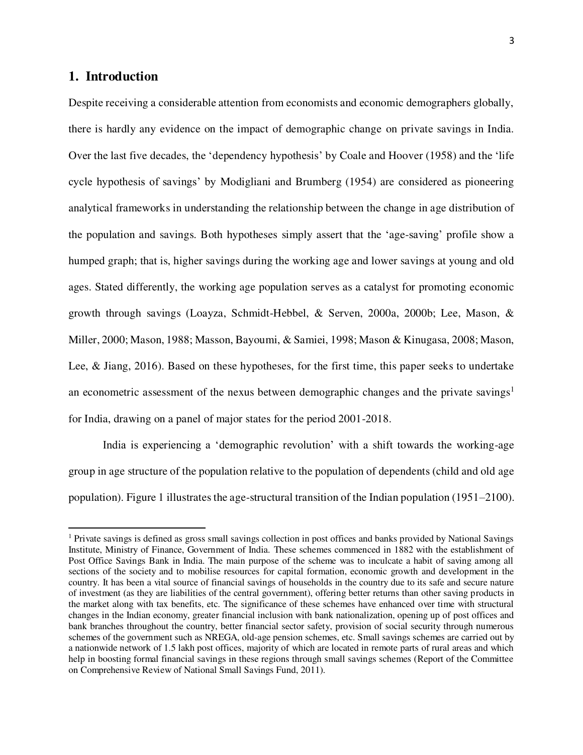## 1. Introduction

Despite receiving a considerable attention from economists and economic demographers globally, there is hardly any evidence on the impact of demographic change on private savings in India. Over the last five decades, the 'dependency hypothesis' by Coale and Hoover (1958) and the 'life cycle hypothesis of savings' by Modigliani and Brumberg (1954) are considered as pioneering analytical frameworks in understanding the relationship between the change in age distribution of the population and savings. Both hypotheses simply assert that the 'age-saving' profile show a humped graph; that is, higher savings during the working age and lower savings at young and old ages. Stated differently, the working age population serves as a catalyst for promoting economic growth through savings (Loayza, Schmidt-Hebbel, & Serven, 2000a, 2000b; Lee, Mason, & Miller, 2000; Mason, 1988; Masson, Bayoumi, & Samiei, 1998; Mason & Kinugasa, 2008; Mason, Lee, & Jiang, 2016). Based on these hypotheses, for the first time, this paper seeks to undertake an econometric assessment of the nexus between demographic changes and the private savings[1] for India, drawing on a panel of major states for the period 2001-2018.

India is experiencing a 'demographic revolution' with a shift towards the working-age group in age structure of the population relative to the population of dependents (child and old age population). Figure 1 illustrates the age-structural transition of the Indian population (1951–2100).

---

[1] Private savings is defined as gross small savings collection in post offices and banks provided by National Savings Institute, Ministry of Finance, Government of India. These schemes commenced in 1882 with the establishment of Post Office Savings Bank in India. The main purpose of the scheme was to inculcate a habit of saving among all sections of the society and to mobilise resources for capital formation, economic growth and development in the country. It has been a vital source of financial savings of households in the country due to its safe and secure nature of investment (as they are liabilities of the central government), offering better returns than other saving products in the market along with tax benefits, etc. The significance of these schemes have enhanced over time with structural changes in the Indian economy, greater financial inclusion with bank nationalization, opening up of post offices and bank branches throughout the country, better financial sector safety, provision of social security through numerous schemes of the government such as NREGA, old-age pension schemes, etc. Small savings schemes are carried out by a nationwide network of 1.5 lakh post offices, majority of which are located in remote parts of rural areas and which help in boosting formal financial savings in these regions through small savings schemes (Report of the Committee on Comprehensive Review of National Small Savings Fund, 2011).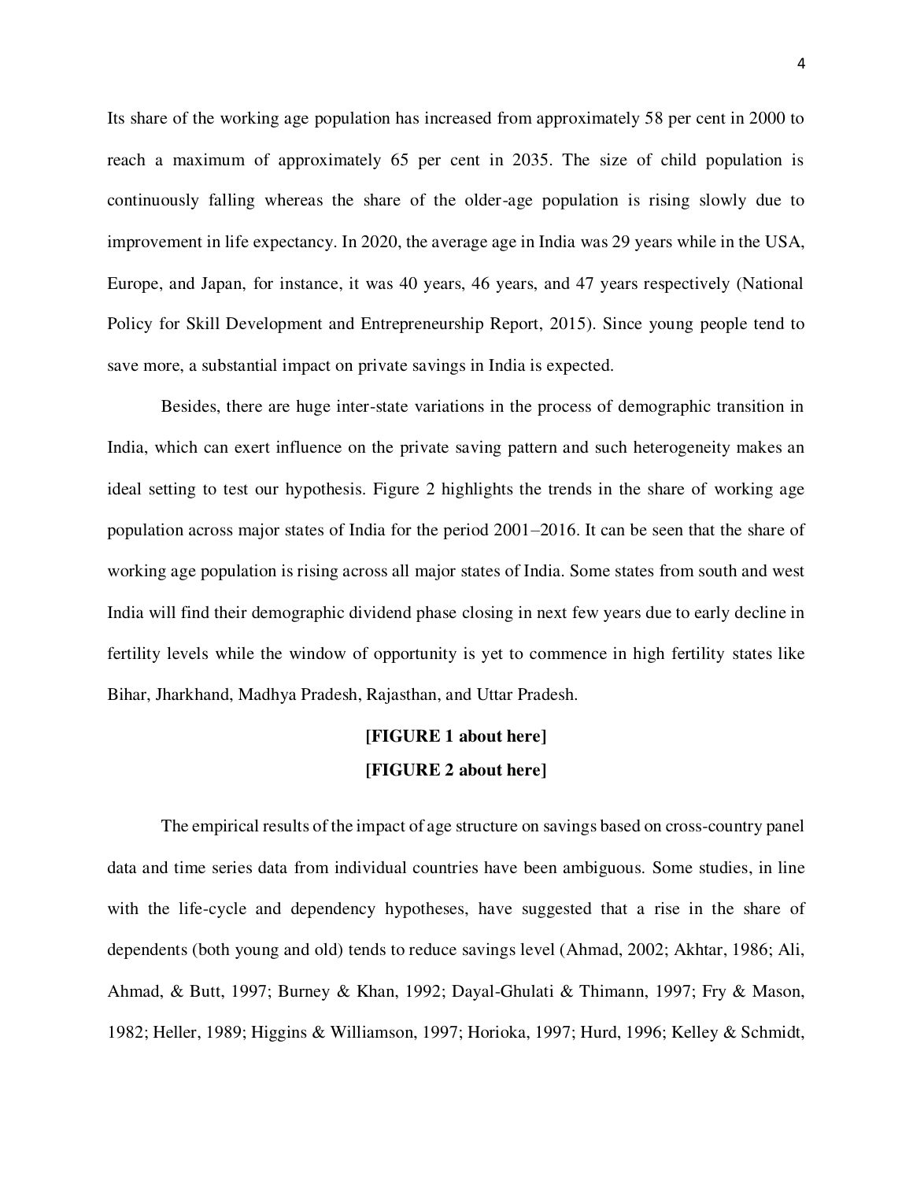Its share of the working age population has increased from approximately 58 per cent in 2000 to reach a maximum of approximately 65 per cent in 2035. The size of child population is continuously falling whereas the share of the older-age population is rising slowly due to improvement in life expectancy. In 2020, the average age in India was 29 years while in the USA, Europe, and Japan, for instance, it was 40 years, 46 years, and 47 years respectively (National Policy for Skill Development and Entrepreneurship Report, 2015). Since young people tend to save more, a substantial impact on private savings in India is expected.

Besides, there are huge inter-state variations in the process of demographic transition in India, which can exert influence on the private saving pattern and such heterogeneity makes an ideal setting to test our hypothesis. Figure 2 highlights the trends in the share of working age population across major states of India for the period 2001–2016. It can be seen that the share of working age population is rising across all major states of India. Some states from south and west India will find their demographic dividend phase closing in next few years due to early decline in fertility levels while the window of opportunity is yet to commence in high fertility states like Bihar, Jharkhand, Madhya Pradesh, Rajasthan, and Uttar Pradesh.

**[FIGURE 1 about here]**

**[FIGURE 2 about here]**

The empirical results of the impact of age structure on savings based on cross-country panel data and time series data from individual countries have been ambiguous. Some studies, in line with the life-cycle and dependency hypotheses, have suggested that a rise in the share of dependents (both young and old) tends to reduce savings level (Ahmad, 2002; Akhtar, 1986; Ali, Ahmad, & Butt, 1997; Burney & Khan, 1992; Dayal-Ghulati & Thimann, 1997; Fry & Mason, 1982; Heller, 1989; Higgins & Williamson, 1997; Horioka, 1997; Hurd, 1996; Kelley & Schmidt,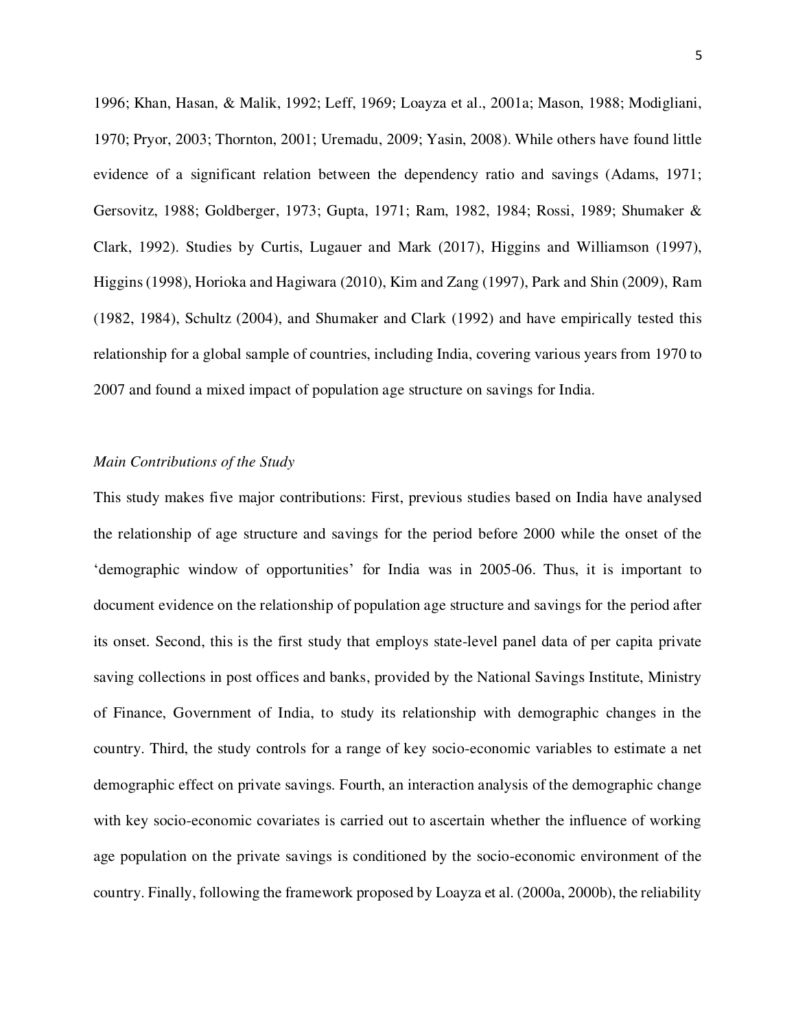1996; Khan, Hasan, & Malik, 1992; Leff, 1969; Loayza et al., 2001a; Mason, 1988; Modigliani, 1970; Pryor, 2003; Thornton, 2001; Uremadu, 2009; Yasin, 2008). While others have found little evidence of a significant relation between the dependency ratio and savings (Adams, 1971; Gersovitz, 1988; Goldberger, 1973; Gupta, 1971; Ram, 1982, 1984; Rossi, 1989; Shumaker & Clark, 1992). Studies by Curtis, Lugauer and Mark (2017), Higgins and Williamson (1997), Higgins (1998), Horioka and Hagiwara (2010), Kim and Zang (1997), Park and Shin (2009), Ram (1982, 1984), Schultz (2004), and Shumaker and Clark (1992) and have empirically tested this relationship for a global sample of countries, including India, covering various years from 1970 to 2007 and found a mixed impact of population age structure on savings for India.

*Main Contributions of the Study*

This study makes five major contributions: First, previous studies based on India have analysed the relationship of age structure and savings for the period before 2000 while the onset of the 'demographic window of opportunities' for India was in 2005-06. Thus, it is important to document evidence on the relationship of population age structure and savings for the period after its onset. Second, this is the first study that employs state-level panel data of per capita private saving collections in post offices and banks, provided by the National Savings Institute, Ministry of Finance, Government of India, to study its relationship with demographic changes in the country. Third, the study controls for a range of key socio-economic variables to estimate a net demographic effect on private savings. Fourth, an interaction analysis of the demographic change with key socio-economic covariates is carried out to ascertain whether the influence of working age population on the private savings is conditioned by the socio-economic environment of the country. Finally, following the framework proposed by Loayza et al. (2000a, 2000b), the reliability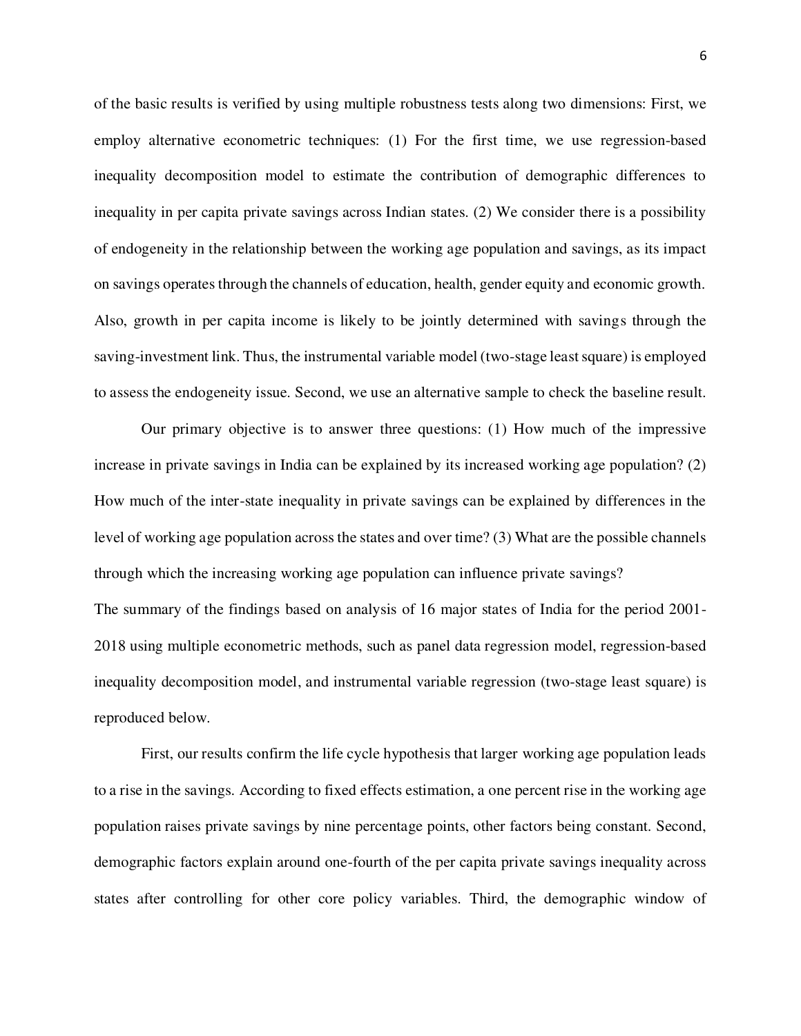of the basic results is verified by using multiple robustness tests along two dimensions: First, we employ alternative econometric techniques: (1) For the first time, we use regression-based inequality decomposition model to estimate the contribution of demographic differences to inequality in per capita private savings across Indian states. (2) We consider there is a possibility of endogeneity in the relationship between the working age population and savings, as its impact on savings operates through the channels of education, health, gender equity and economic growth. Also, growth in per capita income is likely to be jointly determined with savings through the saving-investment link. Thus, the instrumental variable model (two-stage least square) is employed to assess the endogeneity issue. Second, we use an alternative sample to check the baseline result.

Our primary objective is to answer three questions: (1) How much of the impressive increase in private savings in India can be explained by its increased working age population? (2) How much of the inter-state inequality in private savings can be explained by differences in the level of working age population across the states and over time? (3) What are the possible channels through which the increasing working age population can influence private savings?

The summary of the findings based on analysis of 16 major states of India for the period 2001-2018 using multiple econometric methods, such as panel data regression model, regression-based inequality decomposition model, and instrumental variable regression (two-stage least square) is reproduced below.

First, our results confirm the life cycle hypothesis that larger working age population leads to a rise in the savings. According to fixed effects estimation, a one percent rise in the working age population raises private savings by nine percentage points, other factors being constant. Second, demographic factors explain around one-fourth of the per capita private savings inequality across states after controlling for other core policy variables. Third, the demographic window of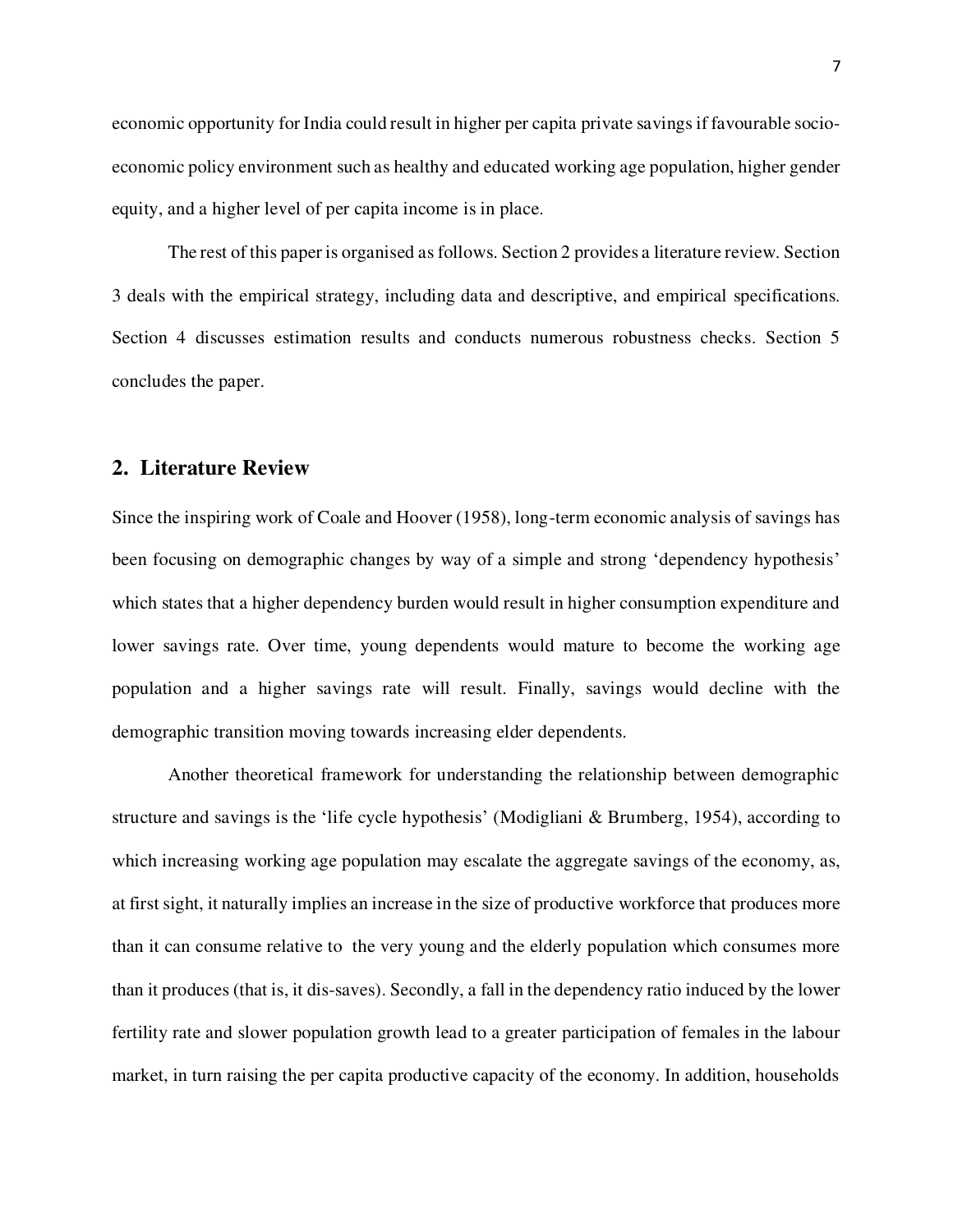economic opportunity for India could result in higher per capita private savings if favourable socio-economic policy environment such as healthy and educated working age population, higher gender equity, and a higher level of per capita income is in place.

The rest of this paper is organised as follows. Section 2 provides a literature review. Section 3 deals with the empirical strategy, including data and descriptive, and empirical specifications. Section 4 discusses estimation results and conducts numerous robustness checks. Section 5 concludes the paper.

## 2. Literature Review

Since the inspiring work of Coale and Hoover (1958), long-term economic analysis of savings has been focusing on demographic changes by way of a simple and strong 'dependency hypothesis' which states that a higher dependency burden would result in higher consumption expenditure and lower savings rate. Over time, young dependents would mature to become the working age population and a higher savings rate will result. Finally, savings would decline with the demographic transition moving towards increasing elder dependents.

Another theoretical framework for understanding the relationship between demographic structure and savings is the 'life cycle hypothesis' (Modigliani & Brumberg, 1954), according to which increasing working age population may escalate the aggregate savings of the economy, as, at first sight, it naturally implies an increase in the size of productive workforce that produces more than it can consume relative to the very young and the elderly population which consumes more than it produces (that is, it dis-saves). Secondly, a fall in the dependency ratio induced by the lower fertility rate and slower population growth lead to a greater participation of females in the labour market, in turn raising the per capita productive capacity of the economy. In addition, households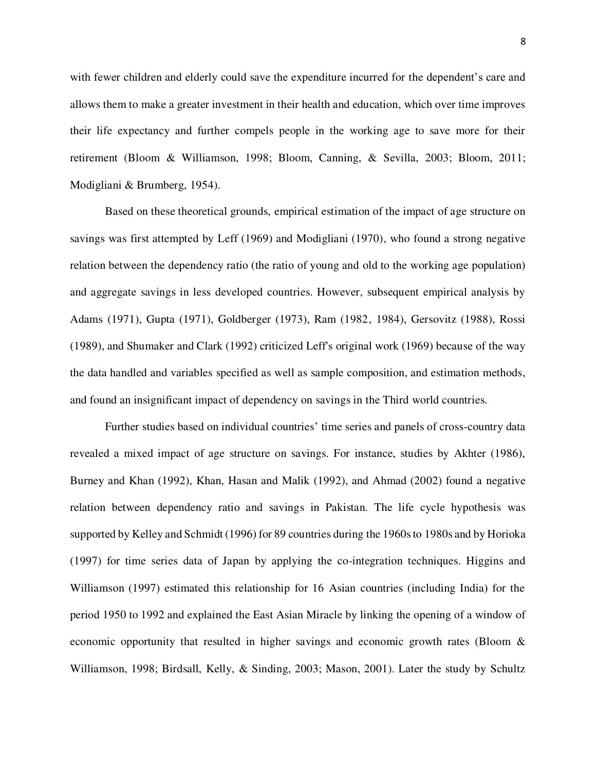with fewer children and elderly could save the expenditure incurred for the dependent's care and allows them to make a greater investment in their health and education, which over time improves their life expectancy and further compels people in the working age to save more for their retirement (Bloom & Williamson, 1998; Bloom, Canning, & Sevilla, 2003; Bloom, 2011; Modigliani & Brumberg, 1954).

Based on these theoretical grounds, empirical estimation of the impact of age structure on savings was first attempted by Leff (1969) and Modigliani (1970), who found a strong negative relation between the dependency ratio (the ratio of young and old to the working age population) and aggregate savings in less developed countries. However, subsequent empirical analysis by Adams (1971), Gupta (1971), Goldberger (1973), Ram (1982, 1984), Gersovitz (1988), Rossi (1989), and Shumaker and Clark (1992) criticized Leff's original work (1969) because of the way the data handled and variables specified as well as sample composition, and estimation methods, and found an insignificant impact of dependency on savings in the Third world countries.

Further studies based on individual countries' time series and panels of cross-country data revealed a mixed impact of age structure on savings. For instance, studies by Akhter (1986), Burney and Khan (1992), Khan, Hasan and Malik (1992), and Ahmad (2002) found a negative relation between dependency ratio and savings in Pakistan. The life cycle hypothesis was supported by Kelley and Schmidt (1996) for 89 countries during the 1960s to 1980s and by Horioka (1997) for time series data of Japan by applying the co-integration techniques. Higgins and Williamson (1997) estimated this relationship for 16 Asian countries (including India) for the period 1950 to 1992 and explained the East Asian Miracle by linking the opening of a window of economic opportunity that resulted in higher savings and economic growth rates (Bloom & Williamson, 1998; Birdsall, Kelly, & Sinding, 2003; Mason, 2001). Later the study by Schultz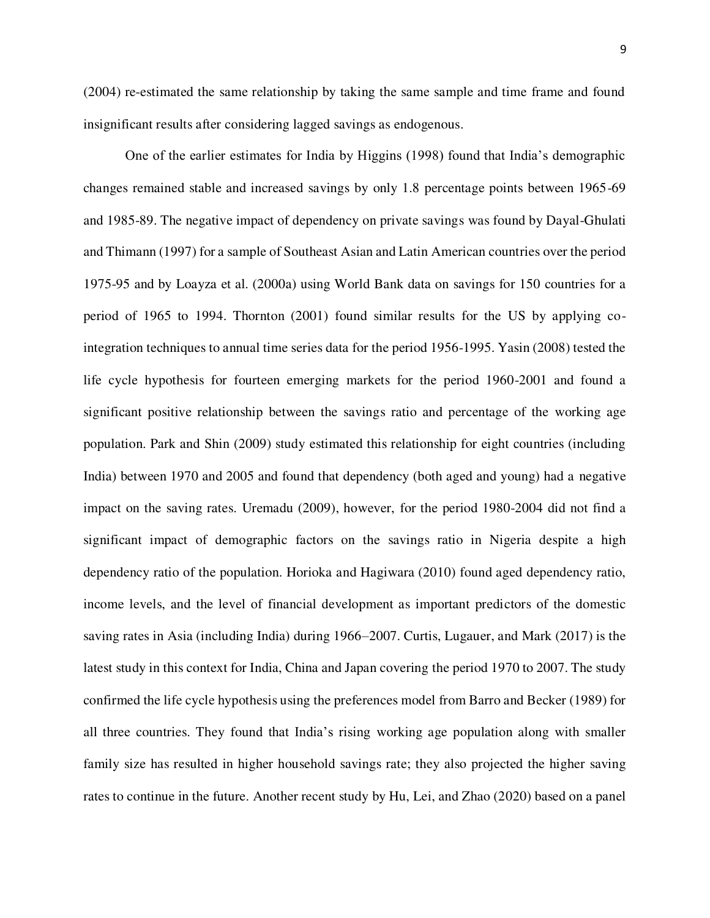(2004) re-estimated the same relationship by taking the same sample and time frame and found insignificant results after considering lagged savings as endogenous.

One of the earlier estimates for India by Higgins (1998) found that India's demographic changes remained stable and increased savings by only 1.8 percentage points between 1965-69 and 1985-89. The negative impact of dependency on private savings was found by Dayal-Ghulati and Thimann (1997) for a sample of Southeast Asian and Latin American countries over the period 1975-95 and by Loayza et al. (2000a) using World Bank data on savings for 150 countries for a period of 1965 to 1994. Thornton (2001) found similar results for the US by applying co-integration techniques to annual time series data for the period 1956-1995. Yasin (2008) tested the life cycle hypothesis for fourteen emerging markets for the period 1960-2001 and found a significant positive relationship between the savings ratio and percentage of the working age population. Park and Shin (2009) study estimated this relationship for eight countries (including India) between 1970 and 2005 and found that dependency (both aged and young) had a negative impact on the saving rates. Uremadu (2009), however, for the period 1980-2004 did not find a significant impact of demographic factors on the savings ratio in Nigeria despite a high dependency ratio of the population. Horioka and Hagiwara (2010) found aged dependency ratio, income levels, and the level of financial development as important predictors of the domestic saving rates in Asia (including India) during 1966–2007. Curtis, Lugauer, and Mark (2017) is the latest study in this context for India, China and Japan covering the period 1970 to 2007. The study confirmed the life cycle hypothesis using the preferences model from Barro and Becker (1989) for all three countries. They found that India's rising working age population along with smaller family size has resulted in higher household savings rate; they also projected the higher saving rates to continue in the future. Another recent study by Hu, Lei, and Zhao (2020) based on a panel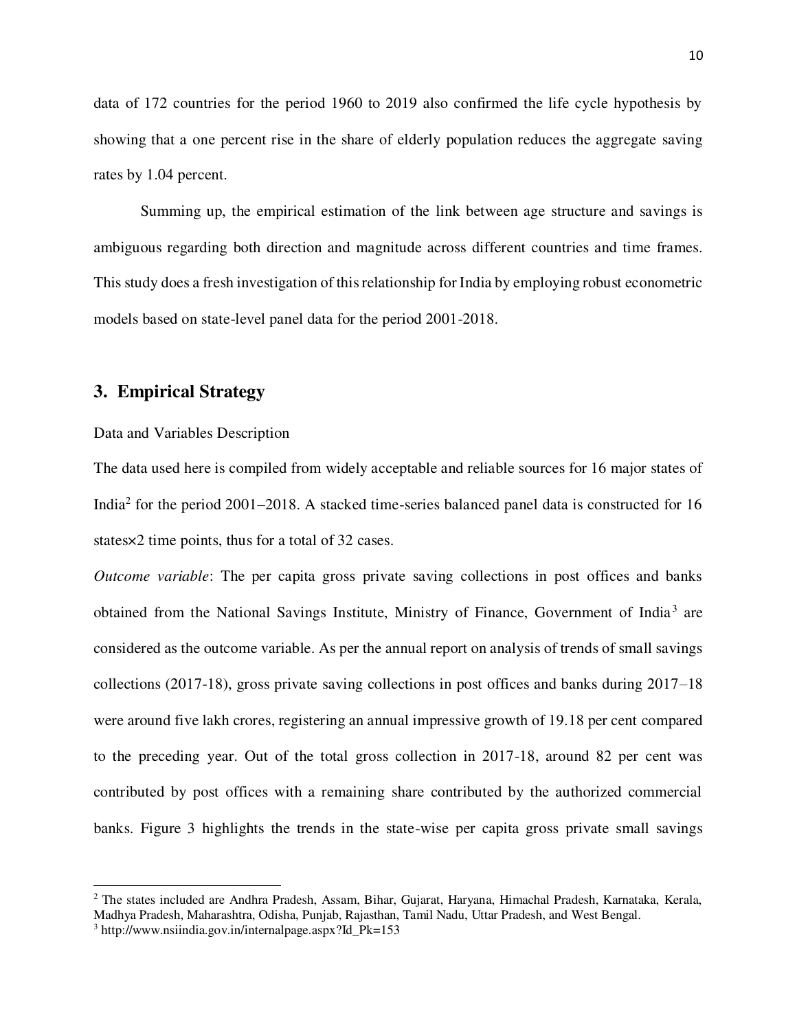data of 172 countries for the period 1960 to 2019 also confirmed the life cycle hypothesis by showing that a one percent rise in the share of elderly population reduces the aggregate saving rates by 1.04 percent.

Summing up, the empirical estimation of the link between age structure and savings is ambiguous regarding both direction and magnitude across different countries and time frames. This study does a fresh investigation of this relationship for India by employing robust econometric models based on state-level panel data for the period 2001-2018.

## 3. Empirical Strategy

Data and Variables Description

The data used here is compiled from widely acceptable and reliable sources for 16 major states of India[2] for the period 2001–2018. A stacked time-series balanced panel data is constructed for 16 states×2 time points, thus for a total of 32 cases.

*Outcome variable*: The per capita gross private saving collections in post offices and banks obtained from the National Savings Institute, Ministry of Finance, Government of India[3] are considered as the outcome variable. As per the annual report on analysis of trends of small savings collections (2017-18), gross private saving collections in post offices and banks during 2017–18 were around five lakh crores, registering an annual impressive growth of 19.18 per cent compared to the preceding year. Out of the total gross collection in 2017-18, around 82 per cent was contributed by post offices with a remaining share contributed by the authorized commercial banks. Figure 3 highlights the trends in the state-wise per capita gross private small savings

---

[2] The states included are Andhra Pradesh, Assam, Bihar, Gujarat, Haryana, Himachal Pradesh, Karnataka, Kerala, Madhya Pradesh, Maharashtra, Odisha, Punjab, Rajasthan, Tamil Nadu, Uttar Pradesh, and West Bengal.

[3] http://www.nsiindia.gov.in/internalpage.aspx?Id_Pk=153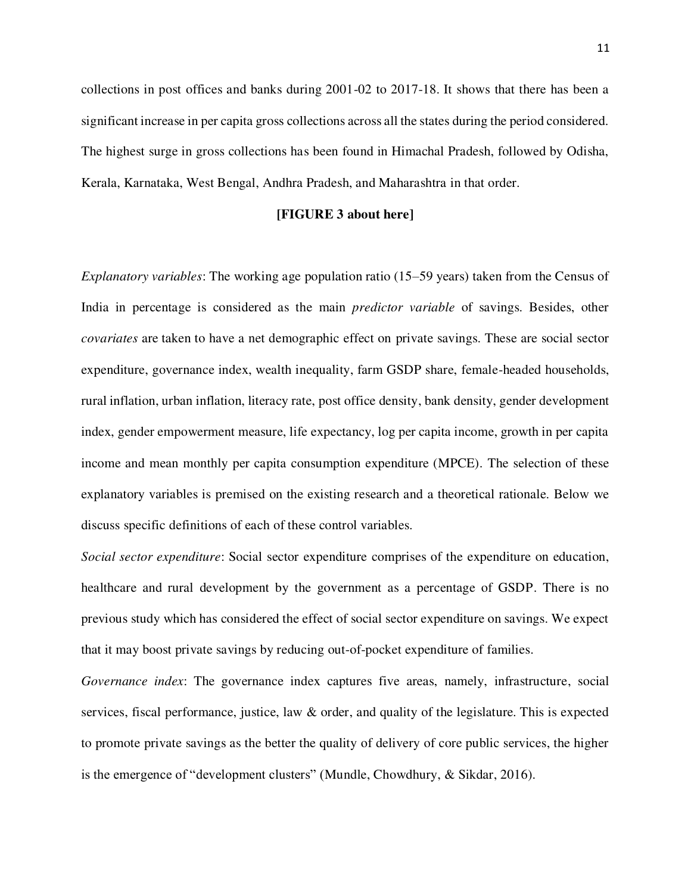collections in post offices and banks during 2001-02 to 2017-18. It shows that there has been a significant increase in per capita gross collections across all the states during the period considered. The highest surge in gross collections has been found in Himachal Pradesh, followed by Odisha, Kerala, Karnataka, West Bengal, Andhra Pradesh, and Maharashtra in that order.

**[FIGURE 3 about here]**

*Explanatory variables*: The working age population ratio (15–59 years) taken from the Census of India in percentage is considered as the main *predictor variable* of savings. Besides, other *covariates* are taken to have a net demographic effect on private savings. These are social sector expenditure, governance index, wealth inequality, farm GSDP share, female-headed households, rural inflation, urban inflation, literacy rate, post office density, bank density, gender development index, gender empowerment measure, life expectancy, log per capita income, growth in per capita income and mean monthly per capita consumption expenditure (MPCE). The selection of these explanatory variables is premised on the existing research and a theoretical rationale. Below we discuss specific definitions of each of these control variables.

*Social sector expenditure*: Social sector expenditure comprises of the expenditure on education, healthcare and rural development by the government as a percentage of GSDP. There is no previous study which has considered the effect of social sector expenditure on savings. We expect that it may boost private savings by reducing out-of-pocket expenditure of families.

*Governance index*: The governance index captures five areas, namely, infrastructure, social services, fiscal performance, justice, law & order, and quality of the legislature. This is expected to promote private savings as the better the quality of delivery of core public services, the higher is the emergence of "development clusters" (Mundle, Chowdhury, & Sikdar, 2016).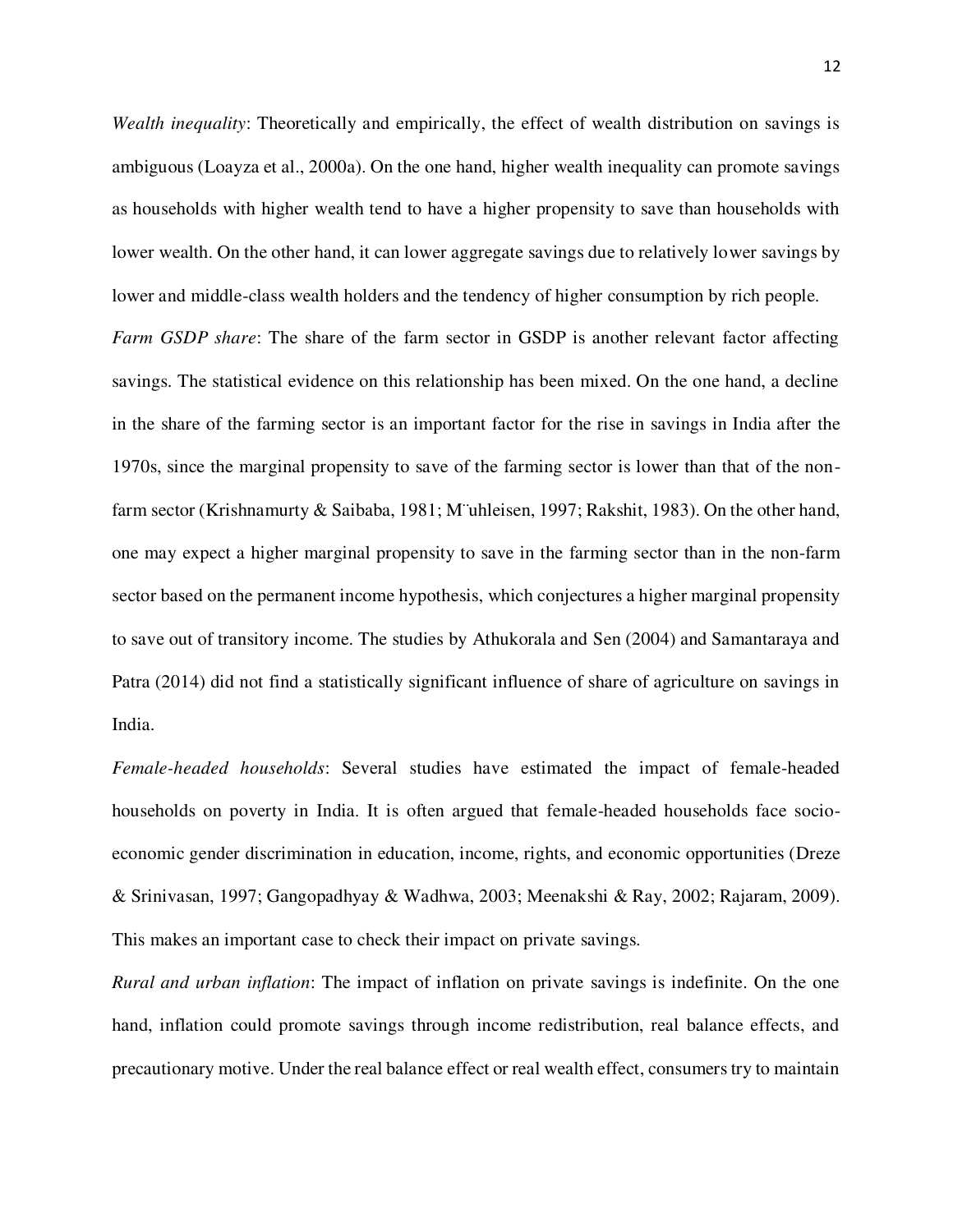*Wealth inequality*: Theoretically and empirically, the effect of wealth distribution on savings is ambiguous (Loayza et al., 2000a). On the one hand, higher wealth inequality can promote savings as households with higher wealth tend to have a higher propensity to save than households with lower wealth. On the other hand, it can lower aggregate savings due to relatively lower savings by lower and middle-class wealth holders and the tendency of higher consumption by rich people.

*Farm GSDP share*: The share of the farm sector in GSDP is another relevant factor affecting savings. The statistical evidence on this relationship has been mixed. On the one hand, a decline in the share of the farming sector is an important factor for the rise in savings in India after the 1970s, since the marginal propensity to save of the farming sector is lower than that of the non-farm sector (Krishnamurty & Saibaba, 1981; M¨uhleisen, 1997; Rakshit, 1983). On the other hand, one may expect a higher marginal propensity to save in the farming sector than in the non-farm sector based on the permanent income hypothesis, which conjectures a higher marginal propensity to save out of transitory income. The studies by Athukorala and Sen (2004) and Samantaraya and Patra (2014) did not find a statistically significant influence of share of agriculture on savings in India.

*Female-headed households*: Several studies have estimated the impact of female-headed households on poverty in India. It is often argued that female-headed households face socio-economic gender discrimination in education, income, rights, and economic opportunities (Dreze & Srinivasan, 1997; Gangopadhyay & Wadhwa, 2003; Meenakshi & Ray, 2002; Rajaram, 2009). This makes an important case to check their impact on private savings.

*Rural and urban inflation*: The impact of inflation on private savings is indefinite. On the one hand, inflation could promote savings through income redistribution, real balance effects, and precautionary motive. Under the real balance effect or real wealth effect, consumers try to maintain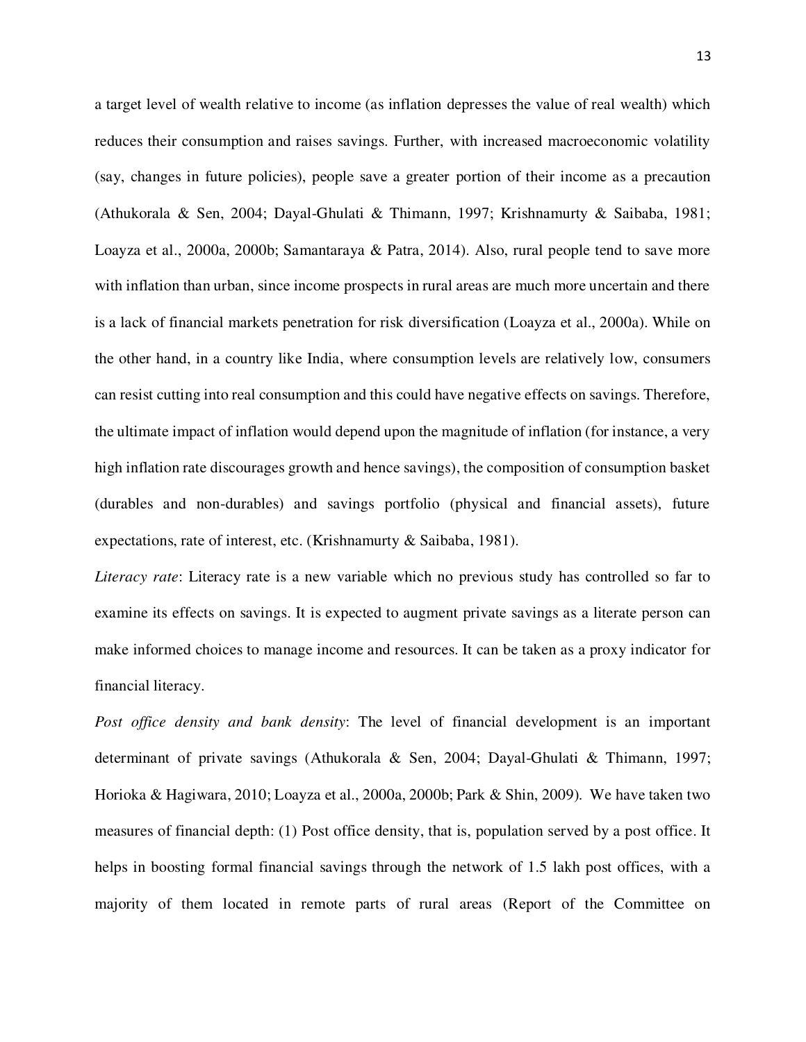a target level of wealth relative to income (as inflation depresses the value of real wealth) which reduces their consumption and raises savings. Further, with increased macroeconomic volatility (say, changes in future policies), people save a greater portion of their income as a precaution (Athukorala & Sen, 2004; Dayal-Ghulati & Thimann, 1997; Krishnamurty & Saibaba, 1981; Loayza et al., 2000a, 2000b; Samantaraya & Patra, 2014). Also, rural people tend to save more with inflation than urban, since income prospects in rural areas are much more uncertain and there is a lack of financial markets penetration for risk diversification (Loayza et al., 2000a). While on the other hand, in a country like India, where consumption levels are relatively low, consumers can resist cutting into real consumption and this could have negative effects on savings. Therefore, the ultimate impact of inflation would depend upon the magnitude of inflation (for instance, a very high inflation rate discourages growth and hence savings), the composition of consumption basket (durables and non-durables) and savings portfolio (physical and financial assets), future expectations, rate of interest, etc. (Krishnamurty & Saibaba, 1981).

*Literacy rate*: Literacy rate is a new variable which no previous study has controlled so far to examine its effects on savings. It is expected to augment private savings as a literate person can make informed choices to manage income and resources. It can be taken as a proxy indicator for financial literacy.

*Post office density and bank density*: The level of financial development is an important determinant of private savings (Athukorala & Sen, 2004; Dayal-Ghulati & Thimann, 1997; Horioka & Hagiwara, 2010; Loayza et al., 2000a, 2000b; Park & Shin, 2009). We have taken two measures of financial depth: (1) Post office density, that is, population served by a post office. It helps in boosting formal financial savings through the network of 1.5 lakh post offices, with a majority of them located in remote parts of rural areas (Report of the Committee on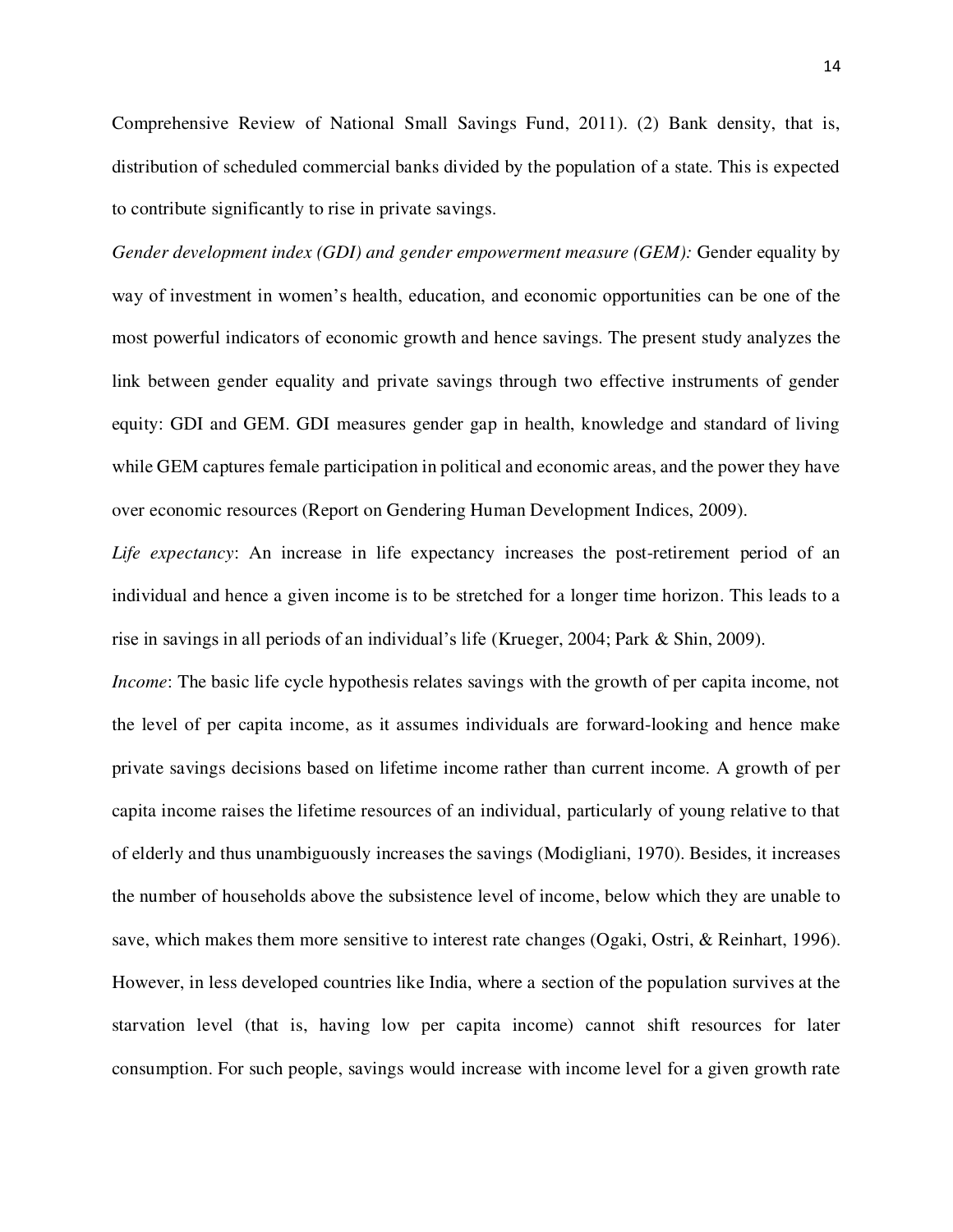Comprehensive Review of National Small Savings Fund, 2011). (2) Bank density, that is, distribution of scheduled commercial banks divided by the population of a state. This is expected to contribute significantly to rise in private savings.

*Gender development index (GDI) and gender empowerment measure (GEM):* Gender equality by way of investment in women's health, education, and economic opportunities can be one of the most powerful indicators of economic growth and hence savings. The present study analyzes the link between gender equality and private savings through two effective instruments of gender equity: GDI and GEM. GDI measures gender gap in health, knowledge and standard of living while GEM captures female participation in political and economic areas, and the power they have over economic resources (Report on Gendering Human Development Indices, 2009).

*Life expectancy*: An increase in life expectancy increases the post-retirement period of an individual and hence a given income is to be stretched for a longer time horizon. This leads to a rise in savings in all periods of an individual's life (Krueger, 2004; Park & Shin, 2009).

*Income*: The basic life cycle hypothesis relates savings with the growth of per capita income, not the level of per capita income, as it assumes individuals are forward-looking and hence make private savings decisions based on lifetime income rather than current income. A growth of per capita income raises the lifetime resources of an individual, particularly of young relative to that of elderly and thus unambiguously increases the savings (Modigliani, 1970). Besides, it increases the number of households above the subsistence level of income, below which they are unable to save, which makes them more sensitive to interest rate changes (Ogaki, Ostri, & Reinhart, 1996). However, in less developed countries like India, where a section of the population survives at the starvation level (that is, having low per capita income) cannot shift resources for later consumption. For such people, savings would increase with income level for a given growth rate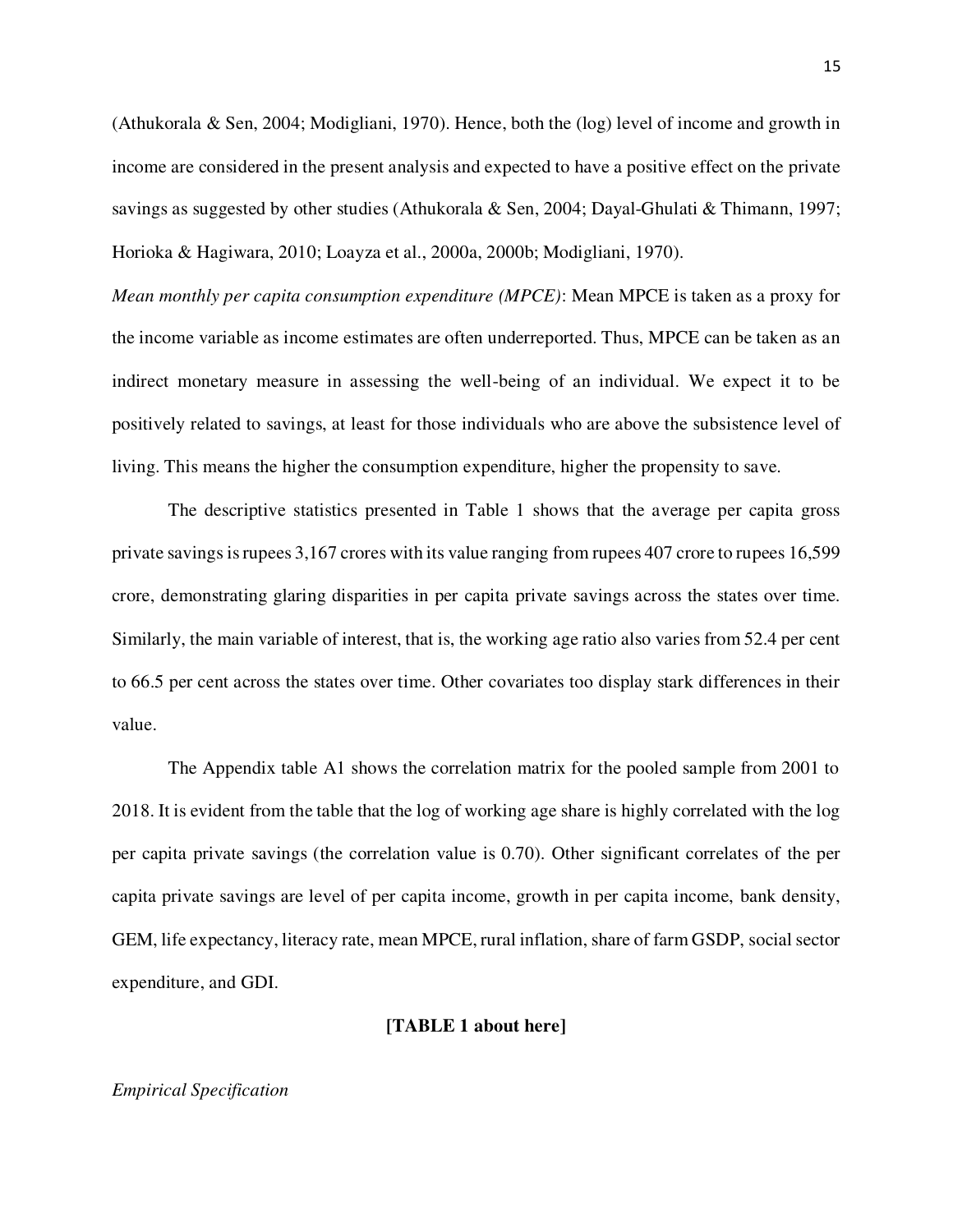(Athukorala & Sen, 2004; Modigliani, 1970). Hence, both the (log) level of income and growth in income are considered in the present analysis and expected to have a positive effect on the private savings as suggested by other studies (Athukorala & Sen, 2004; Dayal-Ghulati & Thimann, 1997; Horioka & Hagiwara, 2010; Loayza et al., 2000a, 2000b; Modigliani, 1970).

*Mean monthly per capita consumption expenditure (MPCE)*: Mean MPCE is taken as a proxy for the income variable as income estimates are often underreported. Thus, MPCE can be taken as an indirect monetary measure in assessing the well-being of an individual. We expect it to be positively related to savings, at least for those individuals who are above the subsistence level of living. This means the higher the consumption expenditure, higher the propensity to save.

The descriptive statistics presented in Table 1 shows that the average per capita gross private savings is rupees 3,167 crores with its value ranging from rupees 407 crore to rupees 16,599 crore, demonstrating glaring disparities in per capita private savings across the states over time. Similarly, the main variable of interest, that is, the working age ratio also varies from 52.4 per cent to 66.5 per cent across the states over time. Other covariates too display stark differences in their value.

The Appendix table A1 shows the correlation matrix for the pooled sample from 2001 to 2018. It is evident from the table that the log of working age share is highly correlated with the log per capita private savings (the correlation value is 0.70). Other significant correlates of the per capita private savings are level of per capita income, growth in per capita income, bank density, GEM, life expectancy, literacy rate, mean MPCE, rural inflation, share of farm GSDP, social sector expenditure, and GDI.

**[TABLE 1 about here]**

*Empirical Specification*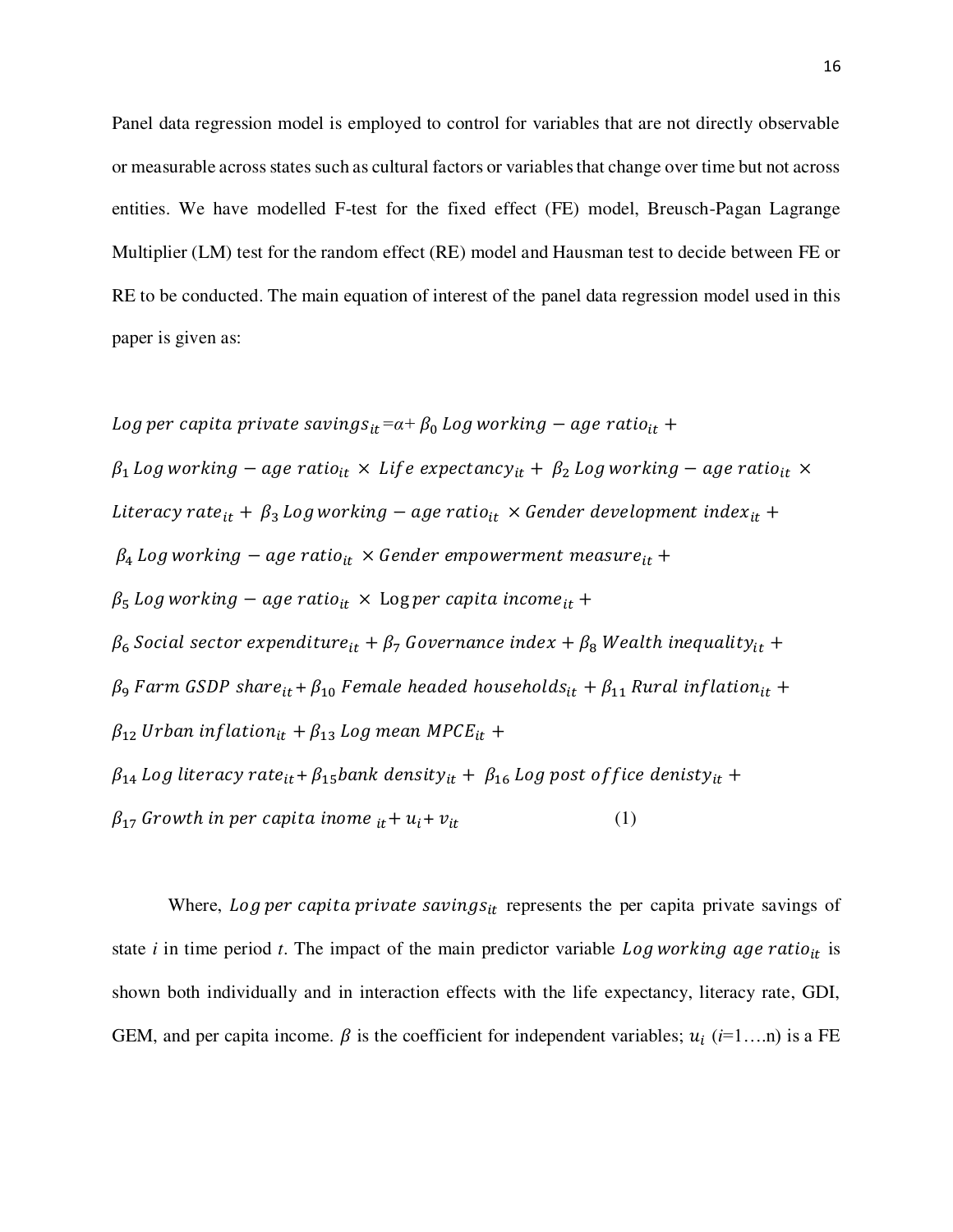Panel data regression model is employed to control for variables that are not directly observable or measurable across states such as cultural factors or variables that change over time but not across entities. We have modelled F-test for the fixed effect (FE) model, Breusch-Pagan Lagrange Multiplier (LM) test for the random effect (RE) model and Hausman test to decide between FE or RE to be conducted. The main equation of interest of the panel data regression model used in this paper is given as:

$$
\begin{aligned}
&Log\ per\ capita\ private\ savings_{it} = \alpha + \beta_0\ Log\ working-age\ ratio_{it} + \\
&\beta_1\ Log\ working-age\ ratio_{it} \times Life\ expectancy_{it} + \beta_2\ Log\ working-age\ ratio_{it} \times \\
&Literacy\ rate_{it} + \beta_3\ Log\ working-age\ ratio_{it} \times Gender\ development\ index_{it} + \\
&\beta_4\ Log\ working-age\ ratio_{it} \times Gender\ empowerment\ measure_{it} + \\
&\beta_5\ Log\ working-age\ ratio_{it} \times \mathrm{Log}\ per\ capita\ income_{it} + \\
&\beta_6\ Social\ sector\ expenditure_{it} + \beta_7\ Governance\ index + \beta_8\ Wealth\ inequality_{it} + \\
&\beta_9\ Farm\ GSDP\ share_{it} + \beta_{10}\ Female\ headed\ households_{it} + \beta_{11}\ Rural\ inflation_{it} + \\
&\beta_{12}\ Urban\ inflation_{it} + \beta_{13}\ Log\ mean\ MPCE_{it} + \\
&\beta_{14}\ Log\ literacy\ rate_{it} + \beta_{15} bank\ density_{it} + \beta_{16}\ Log\ post\ office\ denisty_{it} + \\
&\beta_{17}\ Growth\ in\ per\ capita\ inome_{\ it} + u_i + v_{it} \qquad (1)
\end{aligned}
$$

Where, $Log\ per\ capita\ private\ savings_{it}$ represents the per capita private savings of state $i$ in time period $t$. The impact of the main predictor variable $Log\ working\ age\ ratio_{it}$ is shown both individually and in interaction effects with the life expectancy, literacy rate, GDI, GEM, and per capita income. $\beta$ is the coefficient for independent variables; $u_i$ ($i$=1….n) is a FE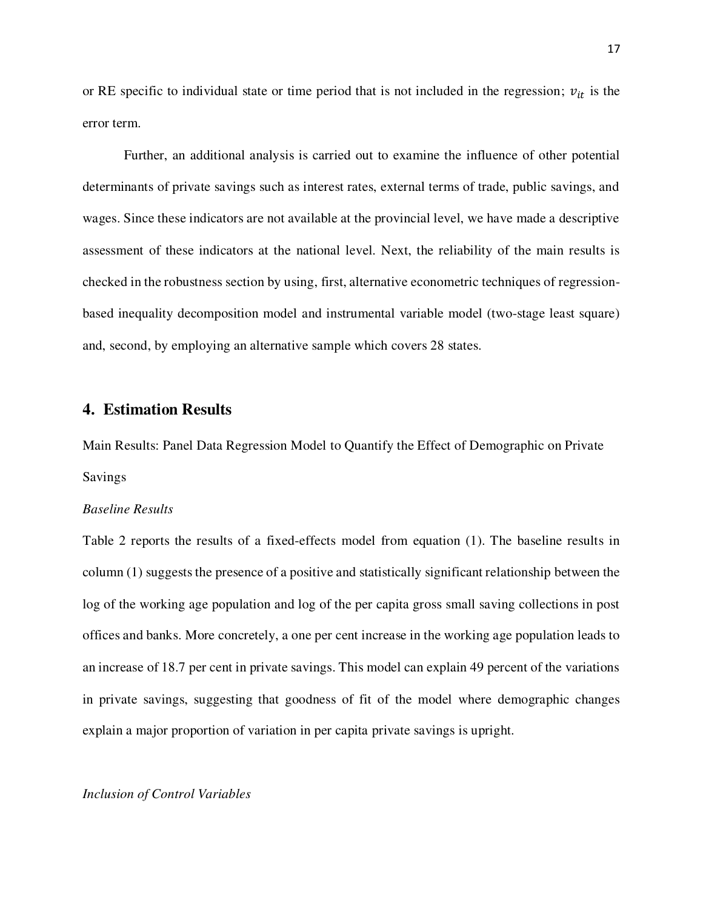or RE specific to individual state or time period that is not included in the regression; $v_{it}$ is the error term.

Further, an additional analysis is carried out to examine the influence of other potential determinants of private savings such as interest rates, external terms of trade, public savings, and wages. Since these indicators are not available at the provincial level, we have made a descriptive assessment of these indicators at the national level. Next, the reliability of the main results is checked in the robustness section by using, first, alternative econometric techniques of regression-based inequality decomposition model and instrumental variable model (two-stage least square) and, second, by employing an alternative sample which covers 28 states.

## 4. Estimation Results

Main Results: Panel Data Regression Model to Quantify the Effect of Demographic on Private Savings

*Baseline Results*

Table 2 reports the results of a fixed-effects model from equation (1). The baseline results in column (1) suggests the presence of a positive and statistically significant relationship between the log of the working age population and log of the per capita gross small saving collections in post offices and banks. More concretely, a one per cent increase in the working age population leads to an increase of 18.7 per cent in private savings. This model can explain 49 percent of the variations in private savings, suggesting that goodness of fit of the model where demographic changes explain a major proportion of variation in per capita private savings is upright.

*Inclusion of Control Variables*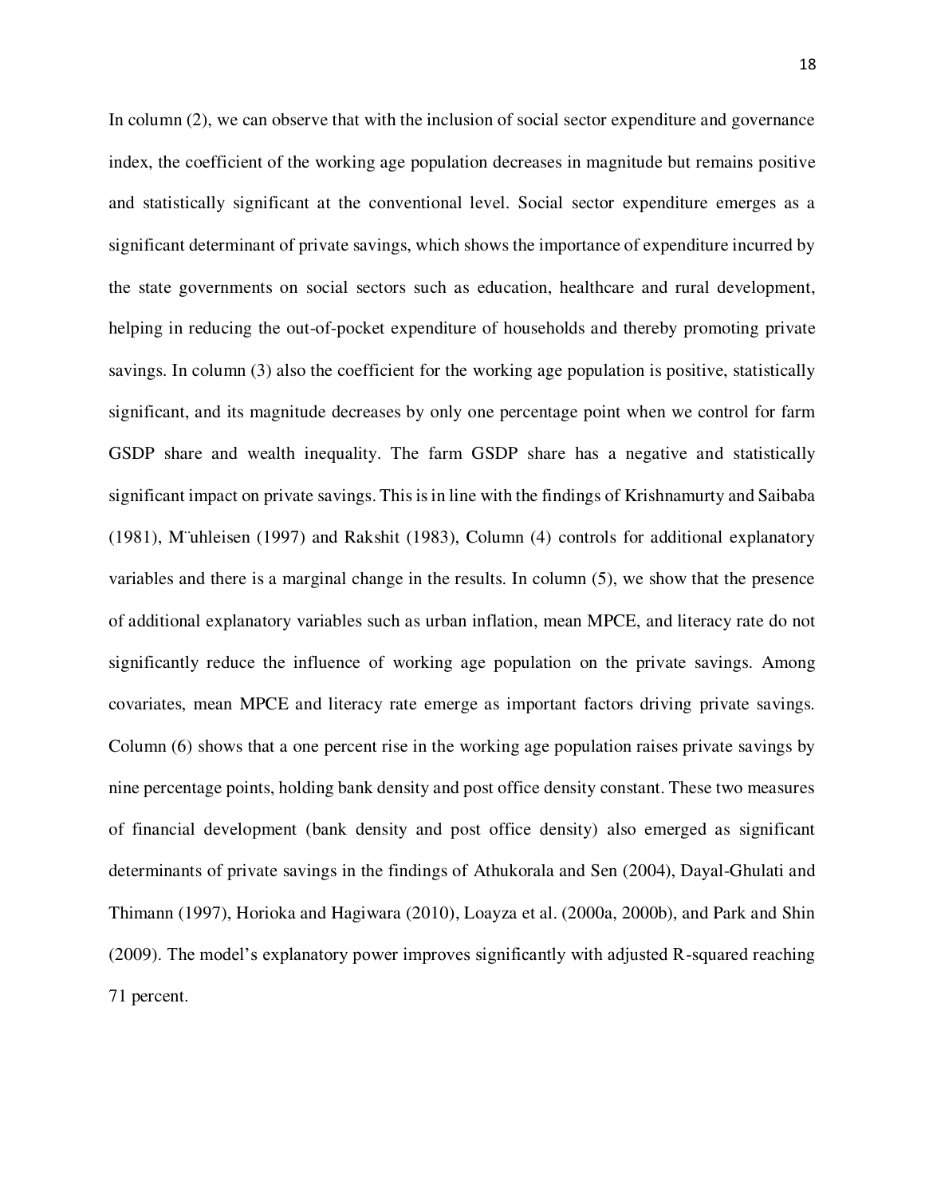In column (2), we can observe that with the inclusion of social sector expenditure and governance index, the coefficient of the working age population decreases in magnitude but remains positive and statistically significant at the conventional level. Social sector expenditure emerges as a significant determinant of private savings, which shows the importance of expenditure incurred by the state governments on social sectors such as education, healthcare and rural development, helping in reducing the out-of-pocket expenditure of households and thereby promoting private savings. In column (3) also the coefficient for the working age population is positive, statistically significant, and its magnitude decreases by only one percentage point when we control for farm GSDP share and wealth inequality. The farm GSDP share has a negative and statistically significant impact on private savings. This is in line with the findings of Krishnamurty and Saibaba (1981), M¨uhleisen (1997) and Rakshit (1983), Column (4) controls for additional explanatory variables and there is a marginal change in the results. In column (5), we show that the presence of additional explanatory variables such as urban inflation, mean MPCE, and literacy rate do not significantly reduce the influence of working age population on the private savings. Among covariates, mean MPCE and literacy rate emerge as important factors driving private savings. Column (6) shows that a one percent rise in the working age population raises private savings by nine percentage points, holding bank density and post office density constant. These two measures of financial development (bank density and post office density) also emerged as significant determinants of private savings in the findings of Athukorala and Sen (2004), Dayal-Ghulati and Thimann (1997), Horioka and Hagiwara (2010), Loayza et al. (2000a, 2000b), and Park and Shin (2009). The model's explanatory power improves significantly with adjusted R-squared reaching 71 percent.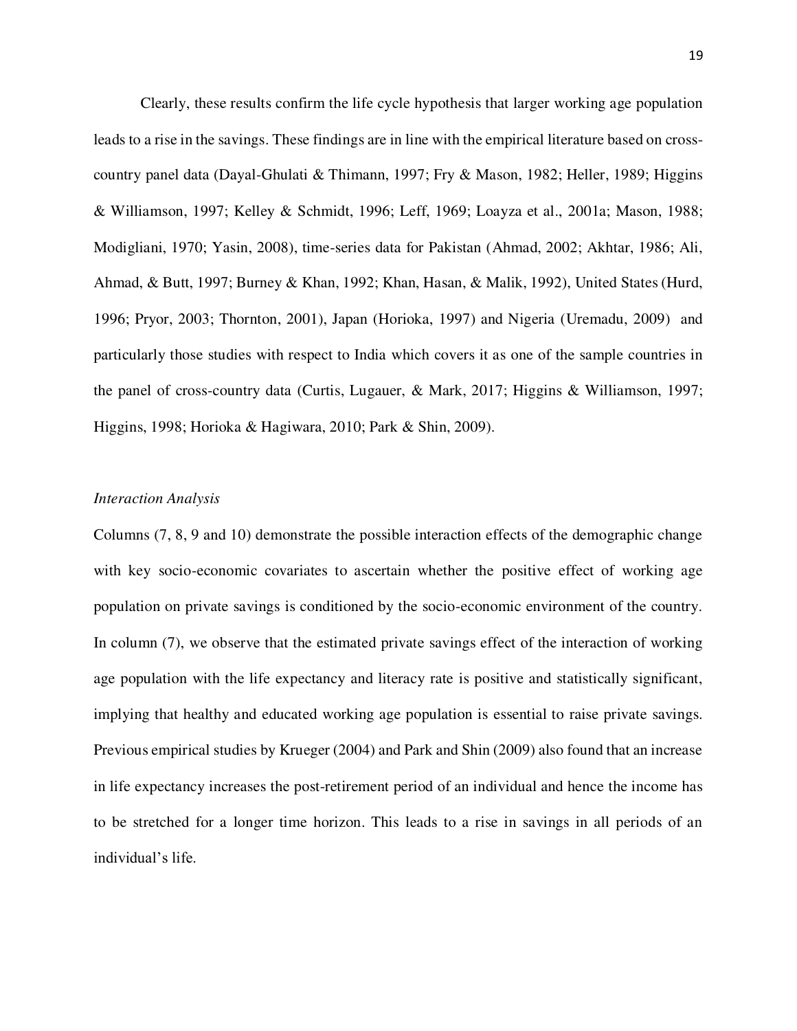Clearly, these results confirm the life cycle hypothesis that larger working age population leads to a rise in the savings. These findings are in line with the empirical literature based on cross-country panel data (Dayal-Ghulati & Thimann, 1997; Fry & Mason, 1982; Heller, 1989; Higgins & Williamson, 1997; Kelley & Schmidt, 1996; Leff, 1969; Loayza et al., 2001a; Mason, 1988; Modigliani, 1970; Yasin, 2008), time-series data for Pakistan (Ahmad, 2002; Akhtar, 1986; Ali, Ahmad, & Butt, 1997; Burney & Khan, 1992; Khan, Hasan, & Malik, 1992), United States (Hurd, 1996; Pryor, 2003; Thornton, 2001), Japan (Horioka, 1997) and Nigeria (Uremadu, 2009) and particularly those studies with respect to India which covers it as one of the sample countries in the panel of cross-country data (Curtis, Lugauer, & Mark, 2017; Higgins & Williamson, 1997; Higgins, 1998; Horioka & Hagiwara, 2010; Park & Shin, 2009).

*Interaction Analysis*

Columns (7, 8, 9 and 10) demonstrate the possible interaction effects of the demographic change with key socio-economic covariates to ascertain whether the positive effect of working age population on private savings is conditioned by the socio-economic environment of the country. In column (7), we observe that the estimated private savings effect of the interaction of working age population with the life expectancy and literacy rate is positive and statistically significant, implying that healthy and educated working age population is essential to raise private savings. Previous empirical studies by Krueger (2004) and Park and Shin (2009) also found that an increase in life expectancy increases the post-retirement period of an individual and hence the income has to be stretched for a longer time horizon. This leads to a rise in savings in all periods of an individual's life.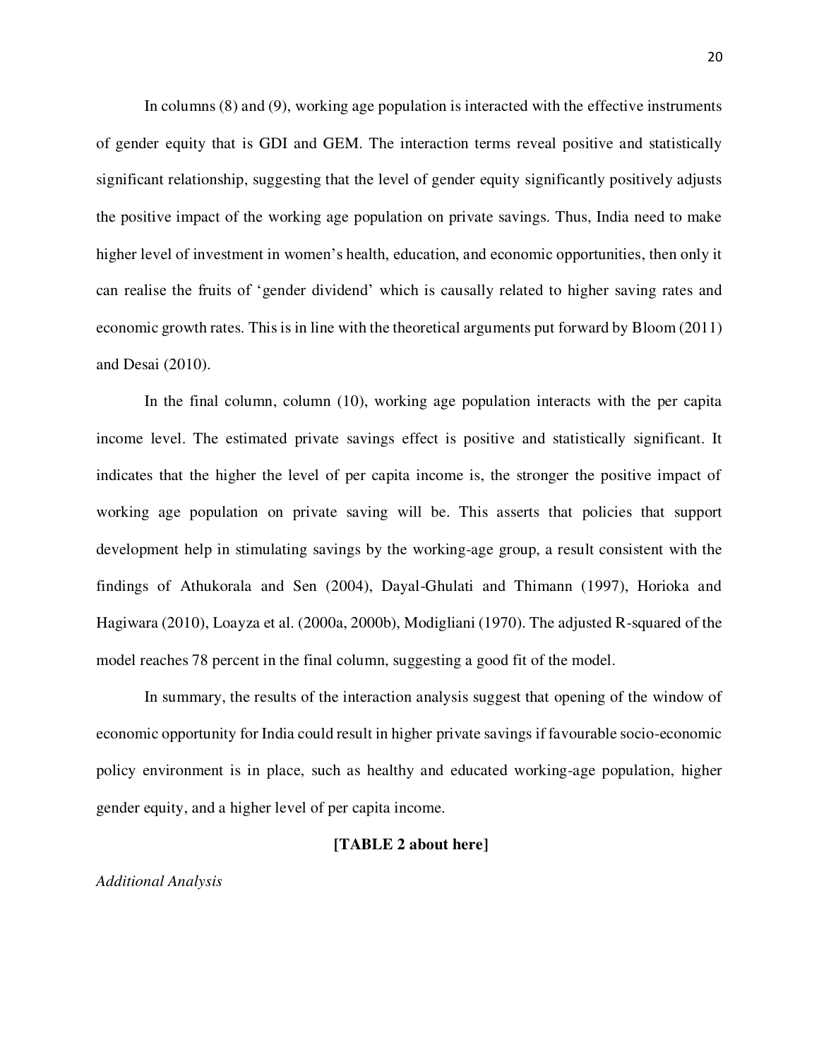In columns (8) and (9), working age population is interacted with the effective instruments of gender equity that is GDI and GEM. The interaction terms reveal positive and statistically significant relationship, suggesting that the level of gender equity significantly positively adjusts the positive impact of the working age population on private savings. Thus, India need to make higher level of investment in women's health, education, and economic opportunities, then only it can realise the fruits of 'gender dividend' which is causally related to higher saving rates and economic growth rates. This is in line with the theoretical arguments put forward by Bloom (2011) and Desai (2010).

In the final column, column (10), working age population interacts with the per capita income level. The estimated private savings effect is positive and statistically significant. It indicates that the higher the level of per capita income is, the stronger the positive impact of working age population on private saving will be. This asserts that policies that support development help in stimulating savings by the working-age group, a result consistent with the findings of Athukorala and Sen (2004), Dayal-Ghulati and Thimann (1997), Horioka and Hagiwara (2010), Loayza et al. (2000a, 2000b), Modigliani (1970). The adjusted R-squared of the model reaches 78 percent in the final column, suggesting a good fit of the model.

In summary, the results of the interaction analysis suggest that opening of the window of economic opportunity for India could result in higher private savings if favourable socio-economic policy environment is in place, such as healthy and educated working-age population, higher gender equity, and a higher level of per capita income.

**[TABLE 2 about here]**

*Additional Analysis*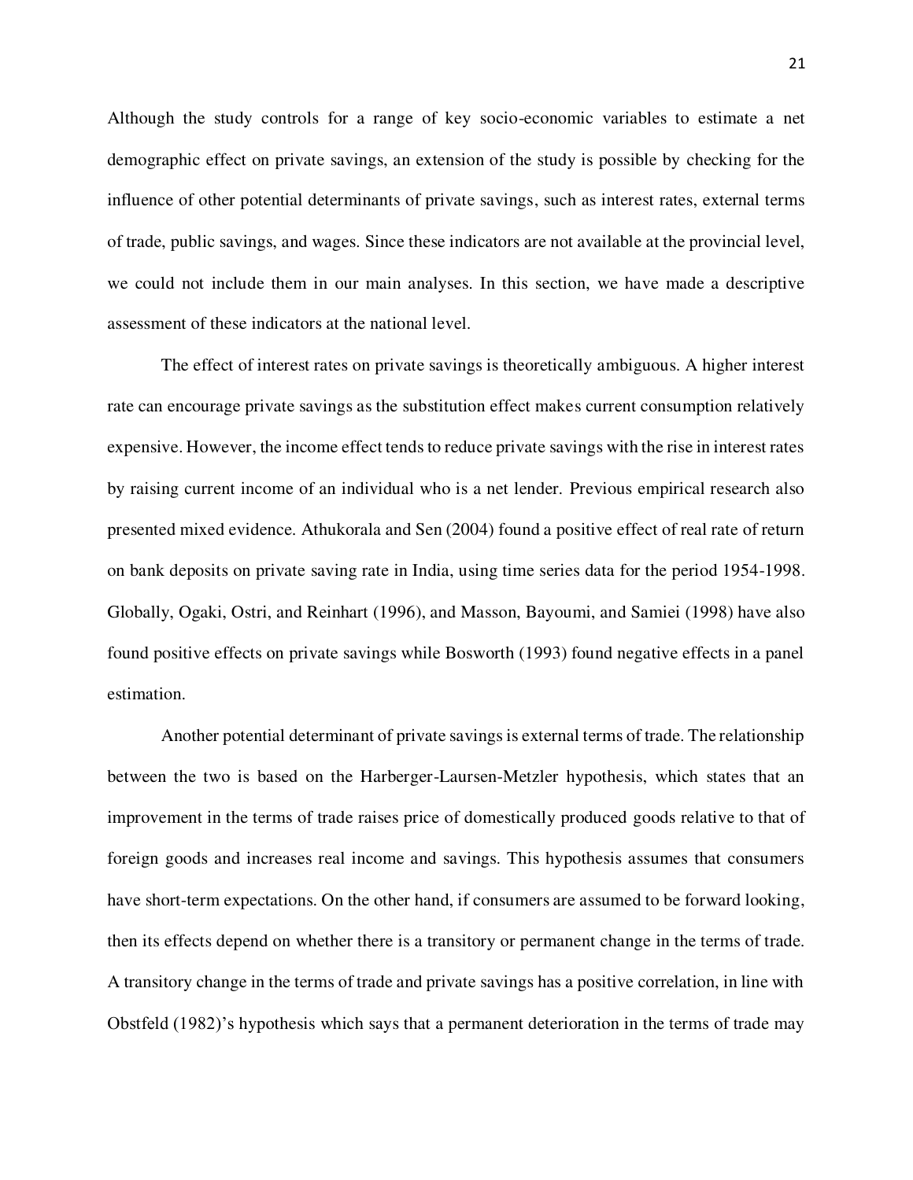Although the study controls for a range of key socio-economic variables to estimate a net demographic effect on private savings, an extension of the study is possible by checking for the influence of other potential determinants of private savings, such as interest rates, external terms of trade, public savings, and wages. Since these indicators are not available at the provincial level, we could not include them in our main analyses. In this section, we have made a descriptive assessment of these indicators at the national level.

The effect of interest rates on private savings is theoretically ambiguous. A higher interest rate can encourage private savings as the substitution effect makes current consumption relatively expensive. However, the income effect tends to reduce private savings with the rise in interest rates by raising current income of an individual who is a net lender. Previous empirical research also presented mixed evidence. Athukorala and Sen (2004) found a positive effect of real rate of return on bank deposits on private saving rate in India, using time series data for the period 1954-1998. Globally, Ogaki, Ostri, and Reinhart (1996), and Masson, Bayoumi, and Samiei (1998) have also found positive effects on private savings while Bosworth (1993) found negative effects in a panel estimation.

Another potential determinant of private savings is external terms of trade. The relationship between the two is based on the Harberger-Laursen-Metzler hypothesis, which states that an improvement in the terms of trade raises price of domestically produced goods relative to that of foreign goods and increases real income and savings. This hypothesis assumes that consumers have short-term expectations. On the other hand, if consumers are assumed to be forward looking, then its effects depend on whether there is a transitory or permanent change in the terms of trade. A transitory change in the terms of trade and private savings has a positive correlation, in line with Obstfeld (1982)'s hypothesis which says that a permanent deterioration in the terms of trade may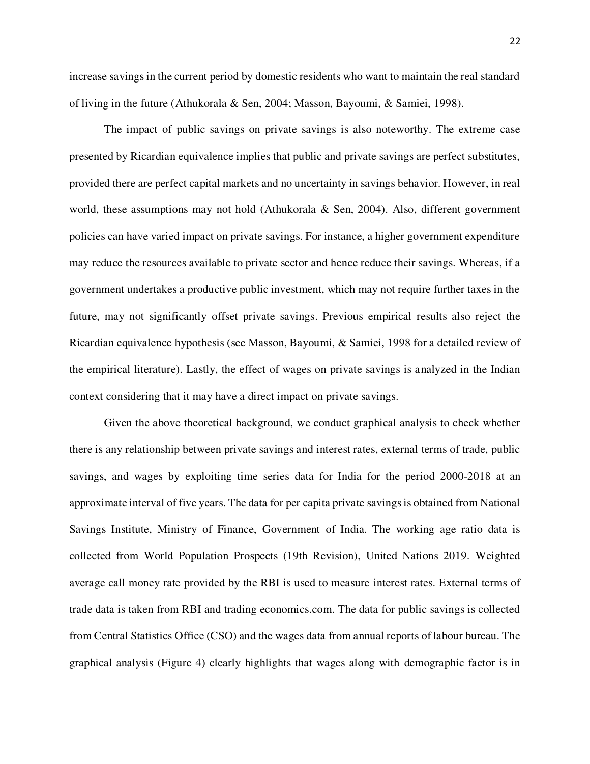increase savings in the current period by domestic residents who want to maintain the real standard of living in the future (Athukorala & Sen, 2004; Masson, Bayoumi, & Samiei, 1998).

The impact of public savings on private savings is also noteworthy. The extreme case presented by Ricardian equivalence implies that public and private savings are perfect substitutes, provided there are perfect capital markets and no uncertainty in savings behavior. However, in real world, these assumptions may not hold (Athukorala & Sen, 2004). Also, different government policies can have varied impact on private savings. For instance, a higher government expenditure may reduce the resources available to private sector and hence reduce their savings. Whereas, if a government undertakes a productive public investment, which may not require further taxes in the future, may not significantly offset private savings. Previous empirical results also reject the Ricardian equivalence hypothesis (see Masson, Bayoumi, & Samiei, 1998 for a detailed review of the empirical literature). Lastly, the effect of wages on private savings is analyzed in the Indian context considering that it may have a direct impact on private savings.

Given the above theoretical background, we conduct graphical analysis to check whether there is any relationship between private savings and interest rates, external terms of trade, public savings, and wages by exploiting time series data for India for the period 2000-2018 at an approximate interval of five years. The data for per capita private savings is obtained from National Savings Institute, Ministry of Finance, Government of India. The working age ratio data is collected from World Population Prospects (19th Revision), United Nations 2019. Weighted average call money rate provided by the RBI is used to measure interest rates. External terms of trade data is taken from RBI and trading economics.com. The data for public savings is collected from Central Statistics Office (CSO) and the wages data from annual reports of labour bureau. The graphical analysis (Figure 4) clearly highlights that wages along with demographic factor is in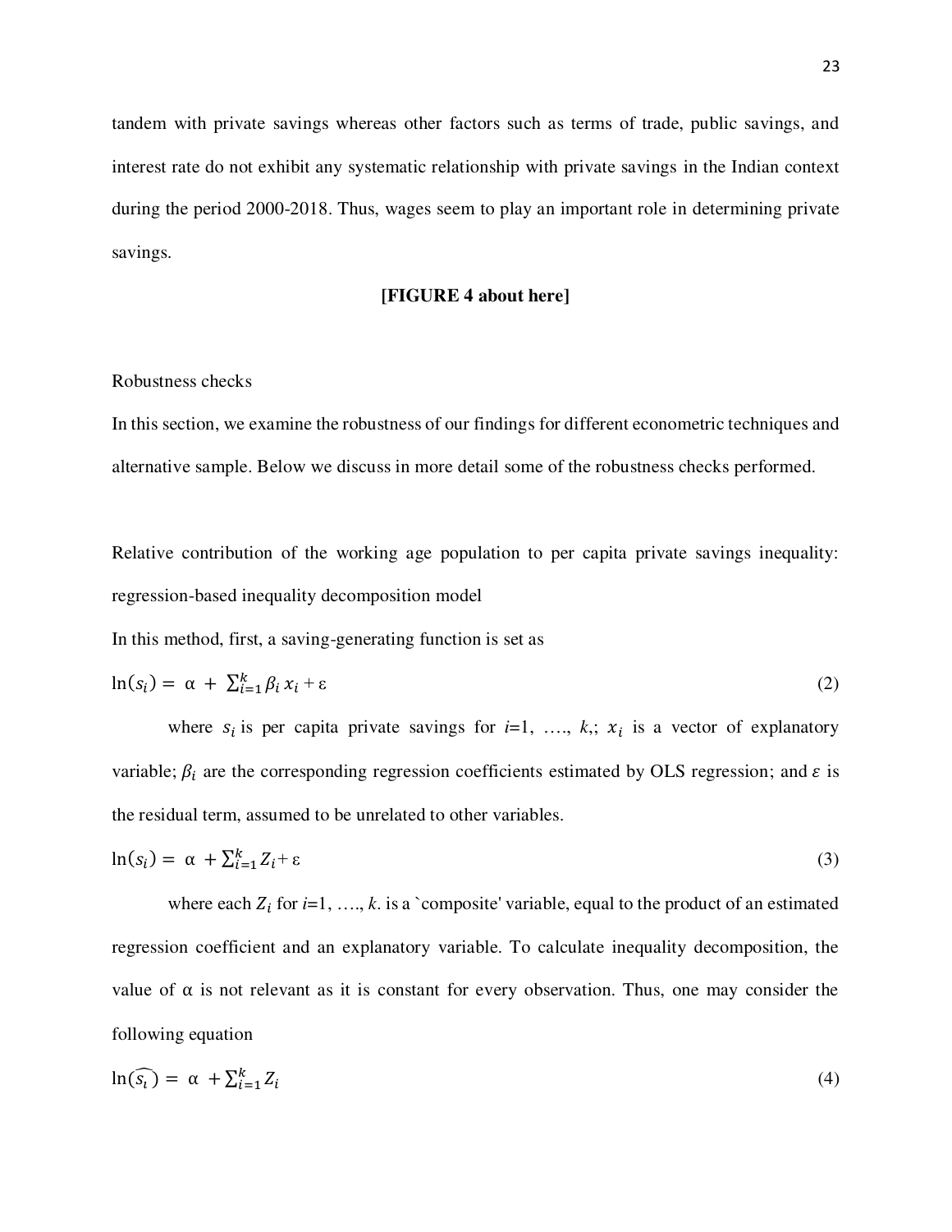tandem with private savings whereas other factors such as terms of trade, public savings, and interest rate do not exhibit any systematic relationship with private savings in the Indian context during the period 2000-2018. Thus, wages seem to play an important role in determining private savings.

**[FIGURE 4 about here]**

Robustness checks

In this section, we examine the robustness of our findings for different econometric techniques and alternative sample. Below we discuss in more detail some of the robustness checks performed.

Relative contribution of the working age population to per capita private savings inequality: regression-based inequality decomposition model

In this method, first, a saving-generating function is set as

$$\ln(s_i) = \alpha + \sum_{i=1}^{k} \beta_i x_i + \varepsilon \tag{2}$$

where $s_i$ is per capita private savings for $i$=1, …., $k$,; $x_i$ is a vector of explanatory variable; $\beta_i$ are the corresponding regression coefficients estimated by OLS regression; and $\varepsilon$ is the residual term, assumed to be unrelated to other variables.

$$\ln(s_i) = \alpha + \sum_{i=1}^{k} Z_i + \varepsilon \tag{3}$$

where each $Z_i$ for $i$=1, …., $k$. is a `composite' variable, equal to the product of an estimated regression coefficient and an explanatory variable. To calculate inequality decomposition, the value of α is not relevant as it is constant for every observation. Thus, one may consider the following equation

$$\ln(\widehat{s_i}) = \alpha + \sum_{i=1}^{k} Z_i \tag{4}$$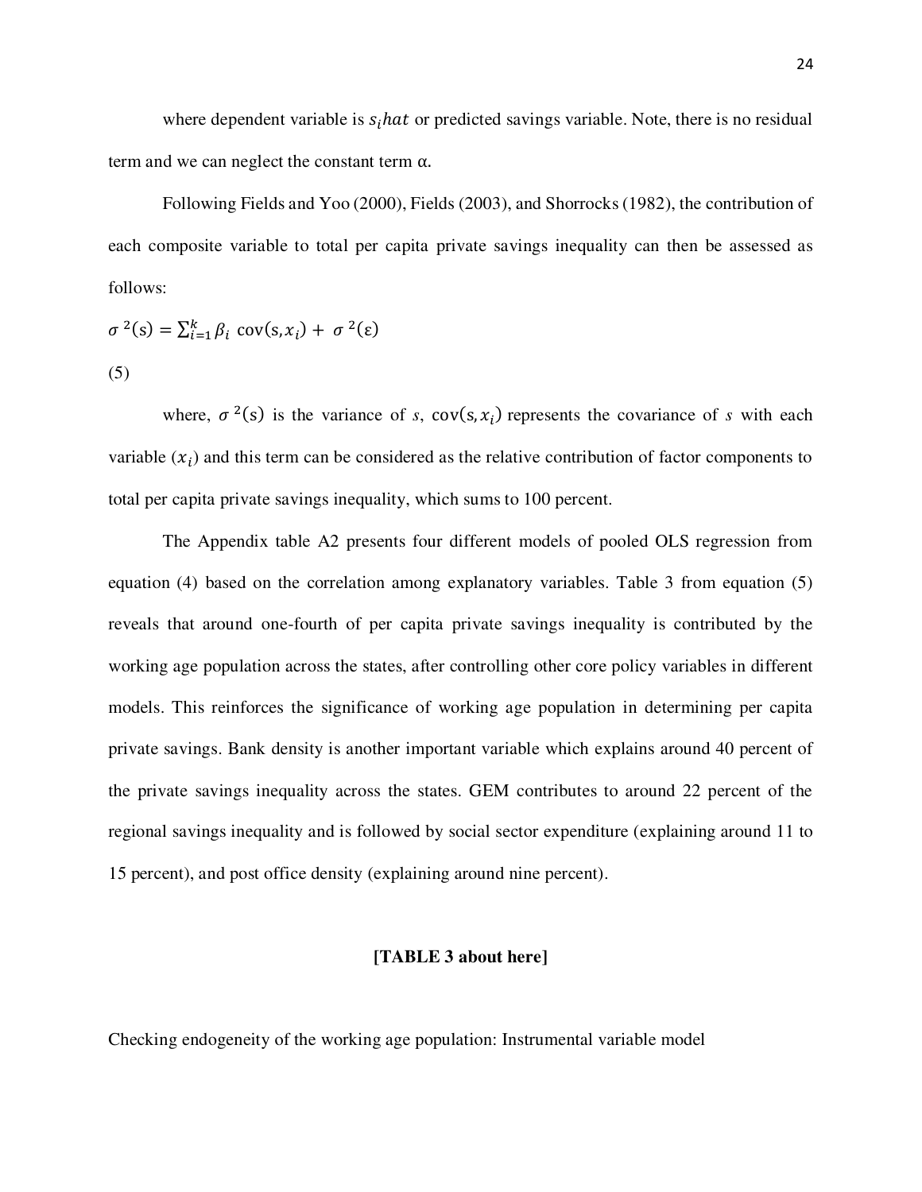where dependent variable is $s_i hat$ or predicted savings variable. Note, there is no residual term and we can neglect the constant term α.

Following Fields and Yoo (2000), Fields (2003), and Shorrocks (1982), the contribution of each composite variable to total per capita private savings inequality can then be assessed as follows:

$$\sigma^2(\text{s}) = \sum_{i=1}^{k} \beta_i \text{ cov}(\text{s}, x_i) + \sigma^2(\varepsilon)$$

(5)

where, $\sigma^2(\text{s})$ is the variance of *s*, $\text{cov}(s, x_i)$ represents the covariance of *s* with each variable ($x_i$) and this term can be considered as the relative contribution of factor components to total per capita private savings inequality, which sums to 100 percent.

The Appendix table A2 presents four different models of pooled OLS regression from equation (4) based on the correlation among explanatory variables. Table 3 from equation (5) reveals that around one-fourth of per capita private savings inequality is contributed by the working age population across the states, after controlling other core policy variables in different models. This reinforces the significance of working age population in determining per capita private savings. Bank density is another important variable which explains around 40 percent of the private savings inequality across the states. GEM contributes to around 22 percent of the regional savings inequality and is followed by social sector expenditure (explaining around 11 to 15 percent), and post office density (explaining around nine percent).

**[TABLE 3 about here]**

Checking endogeneity of the working age population: Instrumental variable model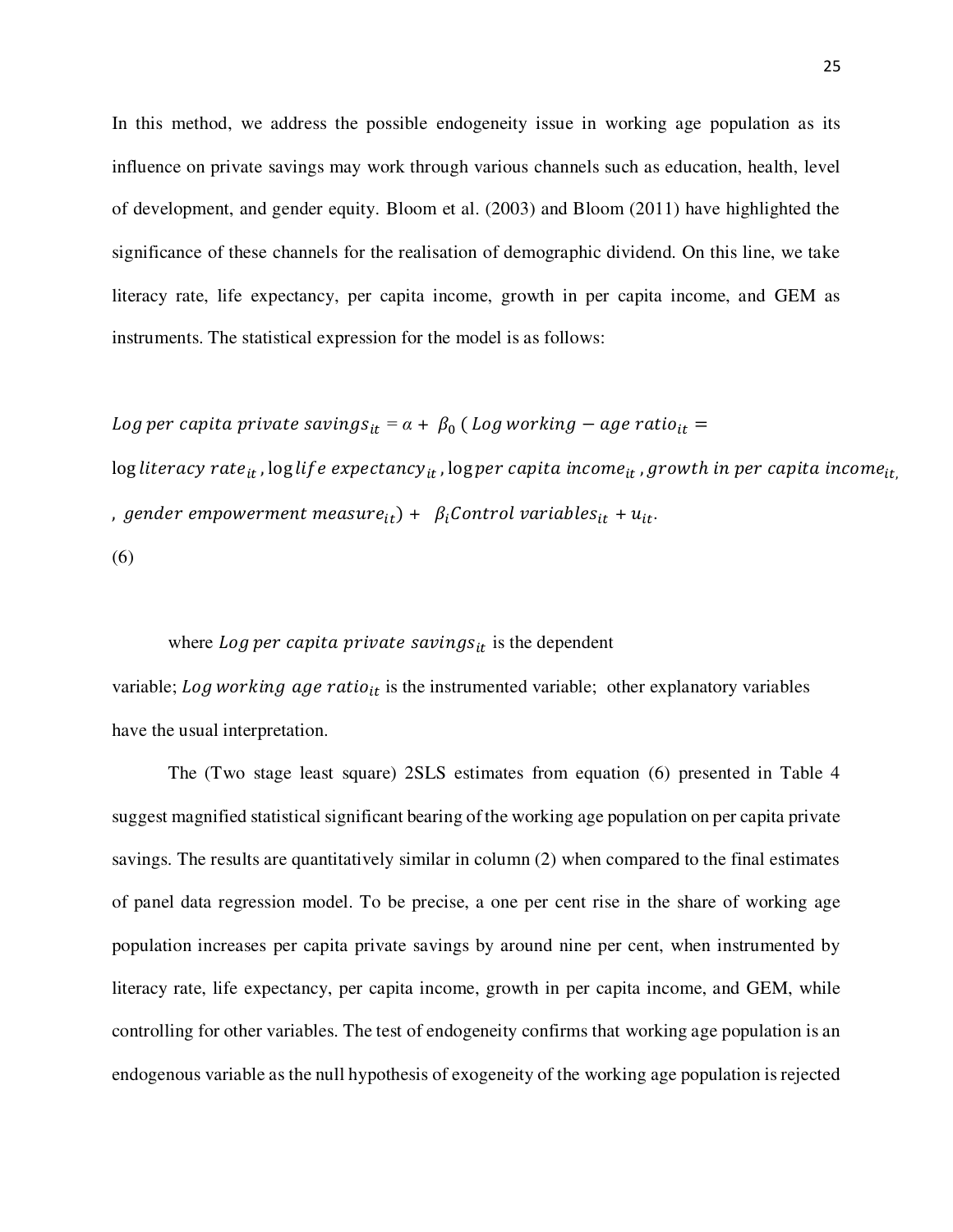In this method, we address the possible endogeneity issue in working age population as its influence on private savings may work through various channels such as education, health, level of development, and gender equity. Bloom et al. (2003) and Bloom (2011) have highlighted the significance of these channels for the realisation of demographic dividend. On this line, we take literacy rate, life expectancy, per capita income, growth in per capita income, and GEM as instruments. The statistical expression for the model is as follows:

$$Log\ per\ capita\ private\ savings_{it} = \alpha + \beta_0\ (Log\ working - age\ ratio_{it} = \log literacy\ rate_{it}, \log life\ expectancy_{it}, \log per\ capita\ income_{it}, growth\ in\ per\ capita\ income_{it}, gender\ empowerment\ measure_{it}) + \beta_i Control\ variables_{it} + u_{it}.$$

(6)

where $Log\ per\ capita\ private\ savings_{it}$ is the dependent variable; $Log\ working\ age\ ratio_{it}$ is the instrumented variable; other explanatory variables have the usual interpretation.

The (Two stage least square) 2SLS estimates from equation (6) presented in Table 4 suggest magnified statistical significant bearing of the working age population on per capita private savings. The results are quantitatively similar in column (2) when compared to the final estimates of panel data regression model. To be precise, a one per cent rise in the share of working age population increases per capita private savings by around nine per cent, when instrumented by literacy rate, life expectancy, per capita income, growth in per capita income, and GEM, while controlling for other variables. The test of endogeneity confirms that working age population is an endogenous variable as the null hypothesis of exogeneity of the working age population is rejected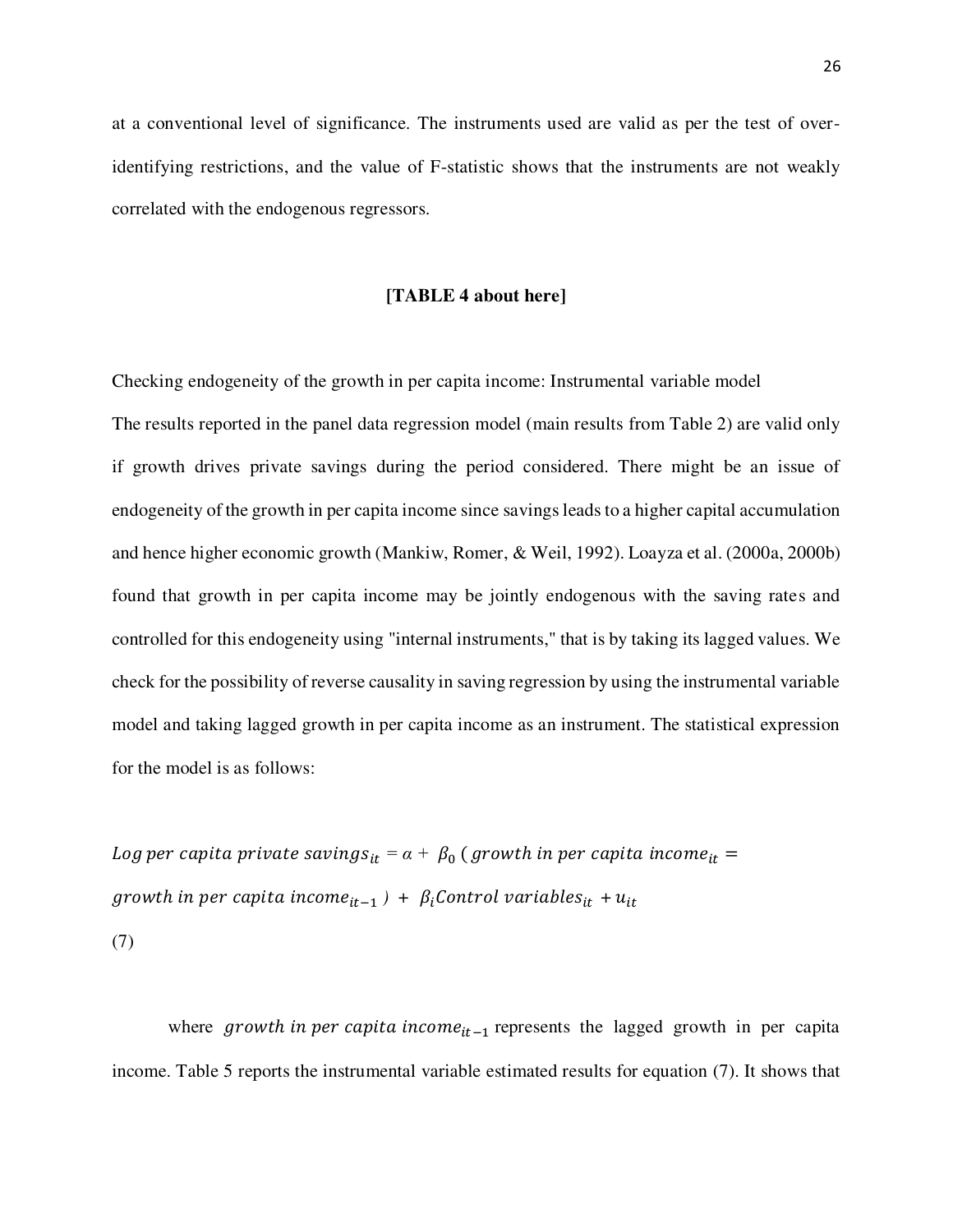at a conventional level of significance. The instruments used are valid as per the test of over-identifying restrictions, and the value of F-statistic shows that the instruments are not weakly correlated with the endogenous regressors.

**[TABLE 4 about here]**

Checking endogeneity of the growth in per capita income: Instrumental variable model

The results reported in the panel data regression model (main results from Table 2) are valid only if growth drives private savings during the period considered. There might be an issue of endogeneity of the growth in per capita income since savings leads to a higher capital accumulation and hence higher economic growth (Mankiw, Romer, & Weil, 1992). Loayza et al. (2000a, 2000b) found that growth in per capita income may be jointly endogenous with the saving rates and controlled for this endogeneity using "internal instruments," that is by taking its lagged values. We check for the possibility of reverse causality in saving regression by using the instrumental variable model and taking lagged growth in per capita income as an instrument. The statistical expression for the model is as follows:

$$Log\ per\ capita\ private\ savings_{it} = \alpha + \beta_0\ (growth\ in\ per\ capita\ income_{it} = growth\ in\ per\ capita\ income_{it-1}\ ) + \beta_i Control\ variables_{it} + u_{it} \quad (7)$$

where $growth\ in\ per\ capita\ income_{it-1}$ represents the lagged growth in per capita income. Table 5 reports the instrumental variable estimated results for equation (7). It shows that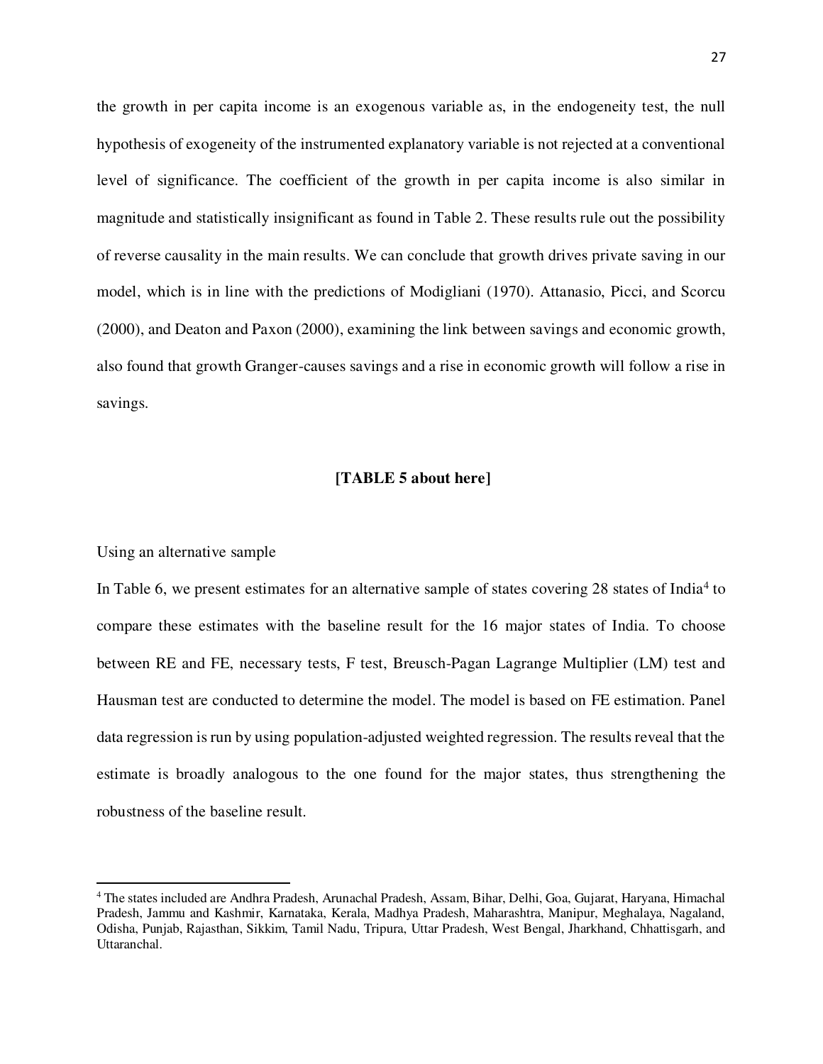the growth in per capita income is an exogenous variable as, in the endogeneity test, the null hypothesis of exogeneity of the instrumented explanatory variable is not rejected at a conventional level of significance. The coefficient of the growth in per capita income is also similar in magnitude and statistically insignificant as found in Table 2. These results rule out the possibility of reverse causality in the main results. We can conclude that growth drives private saving in our model, which is in line with the predictions of Modigliani (1970). Attanasio, Picci, and Scorcu (2000), and Deaton and Paxon (2000), examining the link between savings and economic growth, also found that growth Granger-causes savings and a rise in economic growth will follow a rise in savings.

**[TABLE 5 about here]**

Using an alternative sample

In Table 6, we present estimates for an alternative sample of states covering 28 states of India[4] to compare these estimates with the baseline result for the 16 major states of India. To choose between RE and FE, necessary tests, F test, Breusch-Pagan Lagrange Multiplier (LM) test and Hausman test are conducted to determine the model. The model is based on FE estimation. Panel data regression is run by using population-adjusted weighted regression. The results reveal that the estimate is broadly analogous to the one found for the major states, thus strengthening the robustness of the baseline result.

[4] The states included are Andhra Pradesh, Arunachal Pradesh, Assam, Bihar, Delhi, Goa, Gujarat, Haryana, Himachal Pradesh, Jammu and Kashmir, Karnataka, Kerala, Madhya Pradesh, Maharashtra, Manipur, Meghalaya, Nagaland, Odisha, Punjab, Rajasthan, Sikkim, Tamil Nadu, Tripura, Uttar Pradesh, West Bengal, Jharkhand, Chhattisgarh, and Uttaranchal.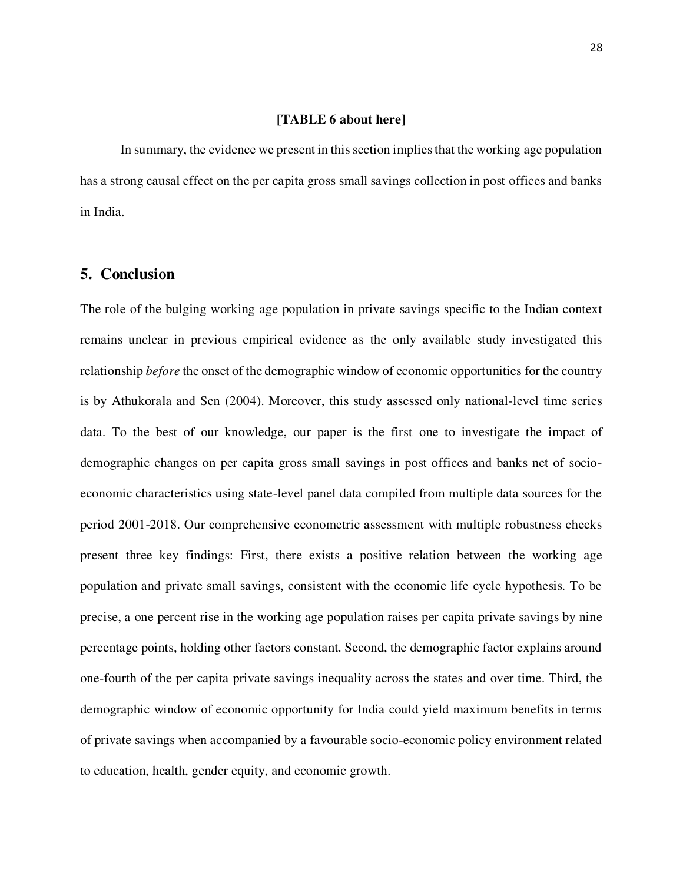**[TABLE 6 about here]**

In summary, the evidence we present in this section implies that the working age population has a strong causal effect on the per capita gross small savings collection in post offices and banks in India.

## 5. Conclusion

The role of the bulging working age population in private savings specific to the Indian context remains unclear in previous empirical evidence as the only available study investigated this relationship *before* the onset of the demographic window of economic opportunities for the country is by Athukorala and Sen (2004). Moreover, this study assessed only national-level time series data. To the best of our knowledge, our paper is the first one to investigate the impact of demographic changes on per capita gross small savings in post offices and banks net of socio-economic characteristics using state-level panel data compiled from multiple data sources for the period 2001-2018. Our comprehensive econometric assessment with multiple robustness checks present three key findings: First, there exists a positive relation between the working age population and private small savings, consistent with the economic life cycle hypothesis. To be precise, a one percent rise in the working age population raises per capita private savings by nine percentage points, holding other factors constant. Second, the demographic factor explains around one-fourth of the per capita private savings inequality across the states and over time. Third, the demographic window of economic opportunity for India could yield maximum benefits in terms of private savings when accompanied by a favourable socio-economic policy environment related to education, health, gender equity, and economic growth.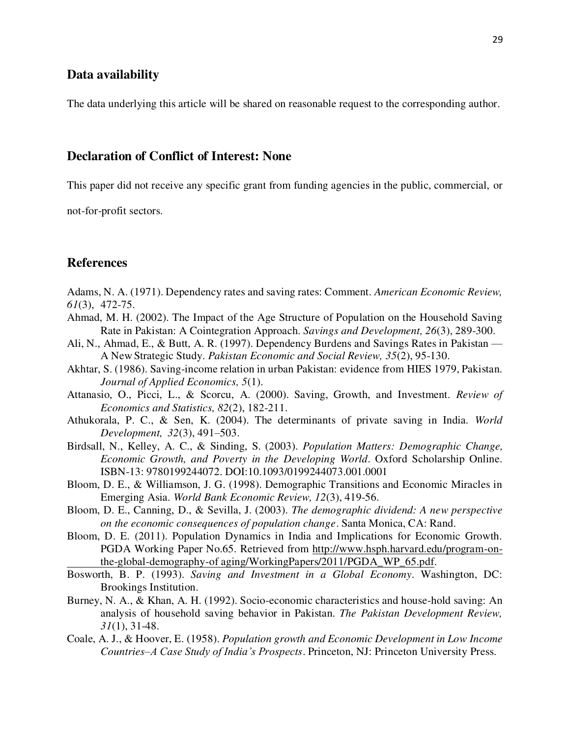## Data availability

The data underlying this article will be shared on reasonable request to the corresponding author.

## Declaration of Conflict of Interest: None

This paper did not receive any specific grant from funding agencies in the public, commercial, or not-for-profit sectors.

## References

Adams, N. A. (1971). Dependency rates and saving rates: Comment. *American Economic Review, 61*(3), 472-75.

Ahmad, M. H. (2002). The Impact of the Age Structure of Population on the Household Saving Rate in Pakistan: A Cointegration Approach. *Savings and Development, 26*(3), 289-300.

Ali, N., Ahmad, E., & Butt, A. R. (1997). Dependency Burdens and Savings Rates in Pakistan — A New Strategic Study. *Pakistan Economic and Social Review, 35*(2), 95-130.

Akhtar, S. (1986). Saving-income relation in urban Pakistan: evidence from HIES 1979, Pakistan. *Journal of Applied Economics, 5*(1).

Attanasio, O., Picci, L., & Scorcu, A. (2000). Saving, Growth, and Investment. *Review of Economics and Statistics, 82*(2), 182-211.

Athukorala, P. C., & Sen, K. (2004). The determinants of private saving in India. *World Development, 32*(3), 491–503.

Birdsall, N., Kelley, A. C., & Sinding, S. (2003). *Population Matters: Demographic Change, Economic Growth, and Poverty in the Developing World*. Oxford Scholarship Online. ISBN-13: 9780199244072. DOI:10.1093/0199244073.001.0001

Bloom, D. E., & Williamson, J. G. (1998). Demographic Transitions and Economic Miracles in Emerging Asia. *World Bank Economic Review, 12*(3), 419-56.

Bloom, D. E., Canning, D., & Sevilla, J. (2003). *The demographic dividend: A new perspective on the economic consequences of population change*. Santa Monica, CA: Rand.

Bloom, D. E. (2011). Population Dynamics in India and Implications for Economic Growth. PGDA Working Paper No.65. Retrieved from http://www.hsph.harvard.edu/program-on-the-global-demography-of aging/WorkingPapers/2011/PGDA_WP_65.pdf.

Bosworth, B. P. (1993). *Saving and Investment in a Global Economy*. Washington, DC: Brookings Institution.

Burney, N. A., & Khan, A. H. (1992). Socio-economic characteristics and house-hold saving: An analysis of household saving behavior in Pakistan. *The Pakistan Development Review, 31*(1), 31-48.

Coale, A. J., & Hoover, E. (1958). *Population growth and Economic Development in Low Income Countries–A Case Study of India's Prospects*. Princeton, NJ: Princeton University Press.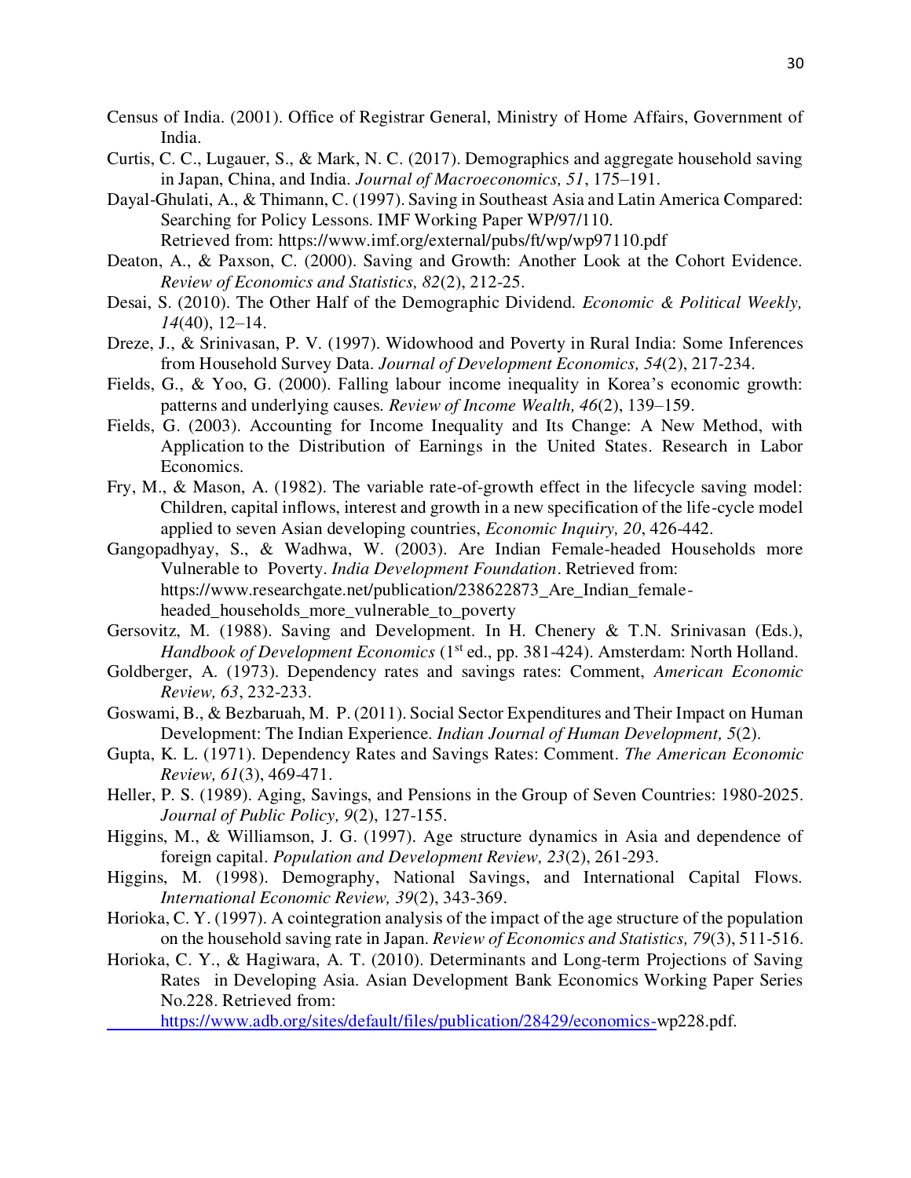Census of India. (2001). Office of Registrar General, Ministry of Home Affairs, Government of India.

Curtis, C. C., Lugauer, S., & Mark, N. C. (2017). Demographics and aggregate household saving in Japan, China, and India. *Journal of Macroeconomics, 51*, 175–191.

Dayal-Ghulati, A., & Thimann, C. (1997). Saving in Southeast Asia and Latin America Compared: Searching for Policy Lessons. IMF Working Paper WP/97/110. Retrieved from: https://www.imf.org/external/pubs/ft/wp/wp97110.pdf

Deaton, A., & Paxson, C. (2000). Saving and Growth: Another Look at the Cohort Evidence. *Review of Economics and Statistics, 82*(2), 212-25.

Desai, S. (2010). The Other Half of the Demographic Dividend. *Economic & Political Weekly, 14*(40), 12–14.

Dreze, J., & Srinivasan, P. V. (1997). Widowhood and Poverty in Rural India: Some Inferences from Household Survey Data. *Journal of Development Economics, 54*(2), 217-234.

Fields, G., & Yoo, G. (2000). Falling labour income inequality in Korea's economic growth: patterns and underlying causes. *Review of Income Wealth, 46*(2), 139–159.

Fields, G. (2003). Accounting for Income Inequality and Its Change: A New Method, with Application to the Distribution of Earnings in the United States. Research in Labor Economics.

Fry, M., & Mason, A. (1982). The variable rate-of-growth effect in the lifecycle saving model: Children, capital inflows, interest and growth in a new specification of the life-cycle model applied to seven Asian developing countries, *Economic Inquiry, 20*, 426-442.

Gangopadhyay, S., & Wadhwa, W. (2003). Are Indian Female-headed Households more Vulnerable to Poverty. *India Development Foundation*. Retrieved from: https://www.researchgate.net/publication/238622873_Are_Indian_female-headed_households_more_vulnerable_to_poverty

Gersovitz, M. (1988). Saving and Development. In H. Chenery & T.N. Srinivasan (Eds.), *Handbook of Development Economics* (1st ed., pp. 381-424). Amsterdam: North Holland.

Goldberger, A. (1973). Dependency rates and savings rates: Comment, *American Economic Review, 63*, 232-233.

Goswami, B., & Bezbaruah, M. P. (2011). Social Sector Expenditures and Their Impact on Human Development: The Indian Experience. *Indian Journal of Human Development, 5*(2).

Gupta, K. L. (1971). Dependency Rates and Savings Rates: Comment. *The American Economic Review, 61*(3), 469-471.

Heller, P. S. (1989). Aging, Savings, and Pensions in the Group of Seven Countries: 1980-2025. *Journal of Public Policy, 9*(2), 127-155.

Higgins, M., & Williamson, J. G. (1997). Age structure dynamics in Asia and dependence of foreign capital. *Population and Development Review, 23*(2), 261-293.

Higgins, M. (1998). Demography, National Savings, and International Capital Flows. *International Economic Review, 39*(2), 343-369.

Horioka, C. Y. (1997). A cointegration analysis of the impact of the age structure of the population on the household saving rate in Japan. *Review of Economics and Statistics, 79*(3), 511-516.

Horioka, C. Y., & Hagiwara, A. T. (2010). Determinants and Long-term Projections of Saving Rates in Developing Asia. Asian Development Bank Economics Working Paper Series No.228. Retrieved from: https://www.adb.org/sites/default/files/publication/28429/economics-wp228.pdf.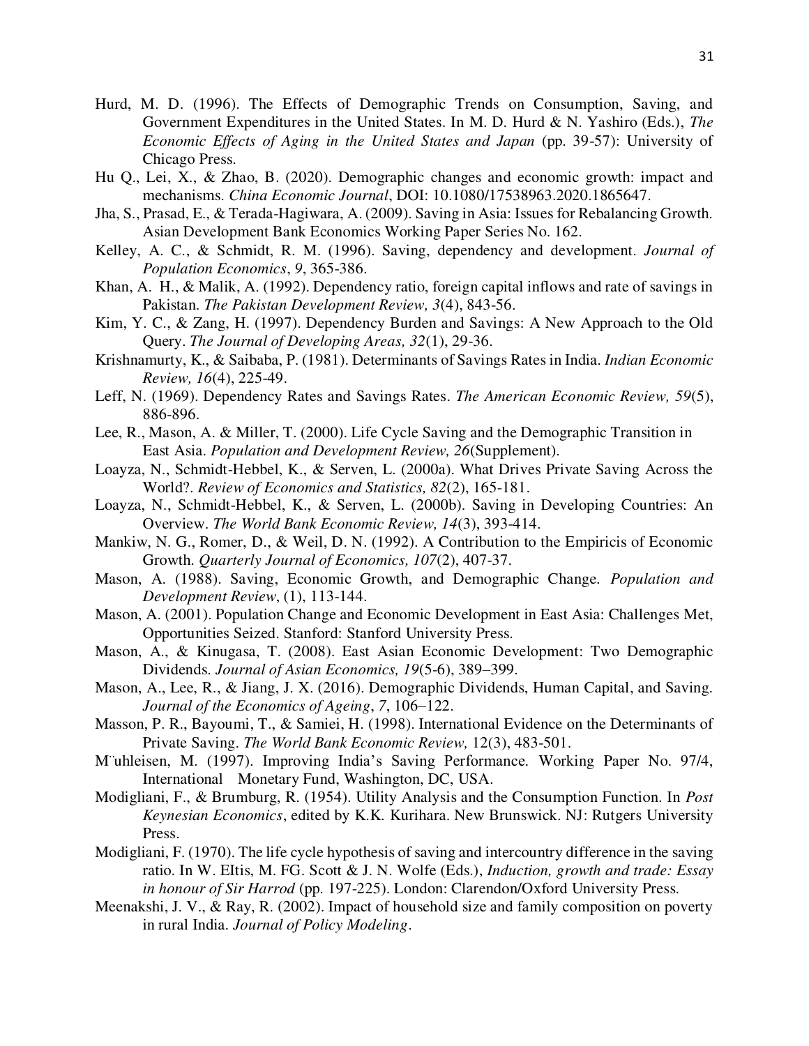Hurd, M. D. (1996). The Effects of Demographic Trends on Consumption, Saving, and Government Expenditures in the United States. In M. D. Hurd & N. Yashiro (Eds.), *The Economic Effects of Aging in the United States and Japan* (pp. 39-57): University of Chicago Press.

Hu Q., Lei, X., & Zhao, B. (2020). Demographic changes and economic growth: impact and mechanisms. *China Economic Journal*, DOI: 10.1080/17538963.2020.1865647.

Jha, S., Prasad, E., & Terada-Hagiwara, A. (2009). Saving in Asia: Issues for Rebalancing Growth. Asian Development Bank Economics Working Paper Series No. 162.

Kelley, A. C., & Schmidt, R. M. (1996). Saving, dependency and development. *Journal of Population Economics*, *9*, 365-386.

Khan, A. H., & Malik, A. (1992). Dependency ratio, foreign capital inflows and rate of savings in Pakistan. *The Pakistan Development Review, 3*(4), 843-56.

Kim, Y. C., & Zang, H. (1997). Dependency Burden and Savings: A New Approach to the Old Query. *The Journal of Developing Areas, 32*(1), 29-36.

Krishnamurty, K., & Saibaba, P. (1981). Determinants of Savings Rates in India. *Indian Economic Review, 16*(4), 225-49.

Leff, N. (1969). Dependency Rates and Savings Rates. *The American Economic Review, 59*(5), 886-896.

Lee, R., Mason, A. & Miller, T. (2000). Life Cycle Saving and the Demographic Transition in East Asia. *Population and Development Review, 26*(Supplement).

Loayza, N., Schmidt-Hebbel, K., & Serven, L. (2000a). What Drives Private Saving Across the World?. *Review of Economics and Statistics, 82*(2), 165-181.

Loayza, N., Schmidt-Hebbel, K., & Serven, L. (2000b). Saving in Developing Countries: An Overview. *The World Bank Economic Review, 14*(3), 393-414.

Mankiw, N. G., Romer, D., & Weil, D. N. (1992). A Contribution to the Empiricis of Economic Growth. *Quarterly Journal of Economics, 107*(2), 407-37.

Mason, A. (1988). Saving, Economic Growth, and Demographic Change. *Population and Development Review*, (1), 113-144.

Mason, A. (2001). Population Change and Economic Development in East Asia: Challenges Met, Opportunities Seized. Stanford: Stanford University Press.

Mason, A., & Kinugasa, T. (2008). East Asian Economic Development: Two Demographic Dividends. *Journal of Asian Economics, 19*(5-6), 389–399.

Mason, A., Lee, R., & Jiang, J. X. (2016). Demographic Dividends, Human Capital, and Saving. *Journal of the Economics of Ageing*, *7*, 106–122.

Masson, P. R., Bayoumi, T., & Samiei, H. (1998). International Evidence on the Determinants of Private Saving. *The World Bank Economic Review,* 12(3), 483-501.

M¨uhleisen, M. (1997). Improving India's Saving Performance. Working Paper No. 97/4, International Monetary Fund, Washington, DC, USA.

Modigliani, F., & Brumburg, R. (1954). Utility Analysis and the Consumption Function. In *Post Keynesian Economics*, edited by K.K. Kurihara. New Brunswick. NJ: Rutgers University Press.

Modigliani, F. (1970). The life cycle hypothesis of saving and intercountry difference in the saving ratio. In W. EItis, M. FG. Scott & J. N. Wolfe (Eds.), *Induction, growth and trade: Essay in honour of Sir Harrod* (pp. 197-225). London: Clarendon/Oxford University Press.

Meenakshi, J. V., & Ray, R. (2002). Impact of household size and family composition on poverty in rural India. *Journal of Policy Modeling*.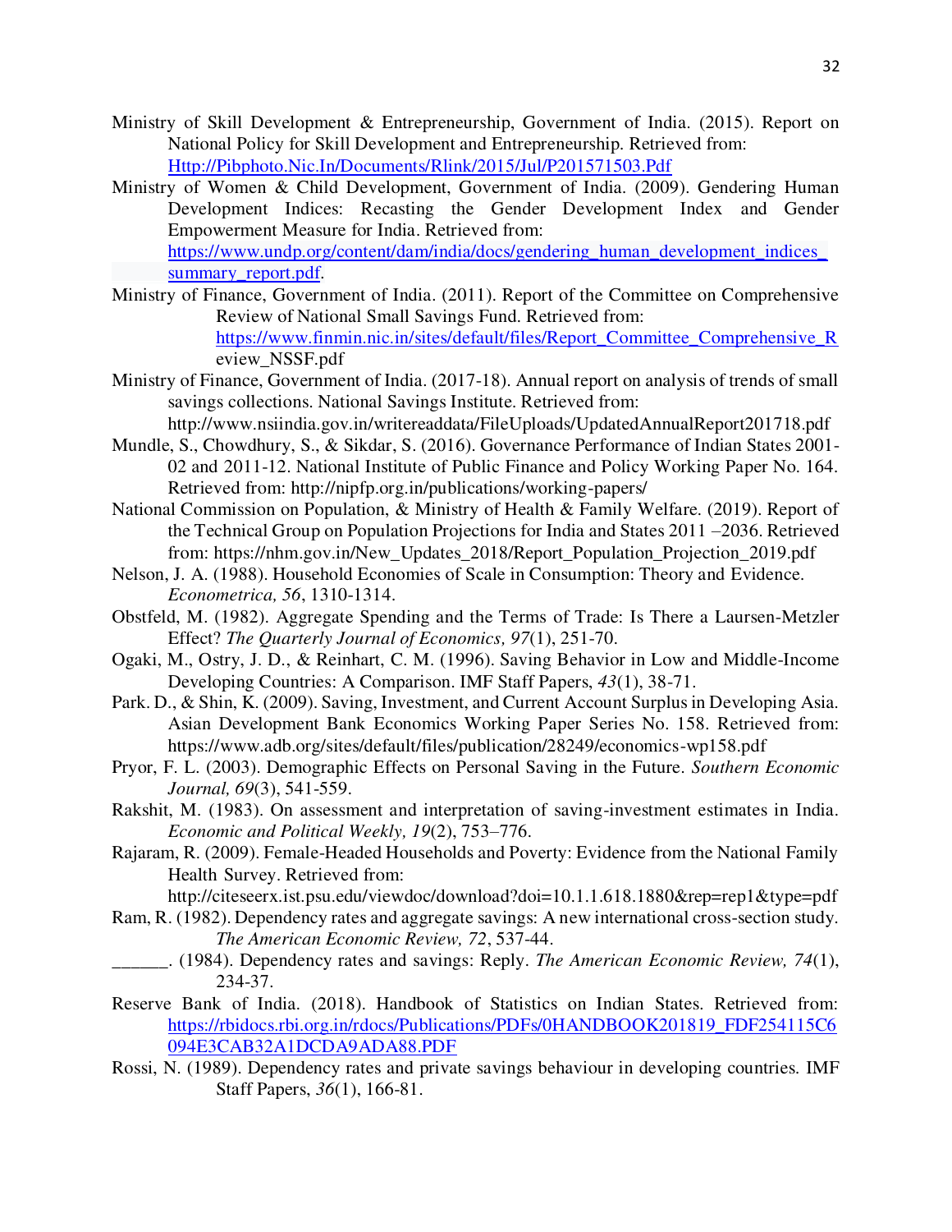Ministry of Skill Development & Entrepreneurship, Government of India. (2015). Report on National Policy for Skill Development and Entrepreneurship. Retrieved from: [Http://Pibphoto.Nic.In/Documents/Rlink/2015/Jul/P201571503.Pdf](Http://Pibphoto.Nic.In/Documents/Rlink/2015/Jul/P201571503.Pdf)

Ministry of Women & Child Development, Government of India. (2009). Gendering Human Development Indices: Recasting the Gender Development Index and Gender Empowerment Measure for India. Retrieved from: [https://www.undp.org/content/dam/india/docs/gendering_human_development_indices_summary_report.pdf](https://www.undp.org/content/dam/india/docs/gendering_human_development_indices_summary_report.pdf).

Ministry of Finance, Government of India. (2011). Report of the Committee on Comprehensive Review of National Small Savings Fund. Retrieved from: [https://www.finmin.nic.in/sites/default/files/Report_Committee_Comprehensive_Review_NSSF.pdf](https://www.finmin.nic.in/sites/default/files/Report_Committee_Comprehensive_Review_NSSF.pdf)

Ministry of Finance, Government of India. (2017-18). Annual report on analysis of trends of small savings collections. National Savings Institute. Retrieved from: http://www.nsiindia.gov.in/writereaddata/FileUploads/UpdatedAnnualReport201718.pdf

Mundle, S., Chowdhury, S., & Sikdar, S. (2016). Governance Performance of Indian States 2001-02 and 2011-12. National Institute of Public Finance and Policy Working Paper No. 164. Retrieved from: http://nipfp.org.in/publications/working-papers/

National Commission on Population, & Ministry of Health & Family Welfare. (2019). Report of the Technical Group on Population Projections for India and States 2011 –2036. Retrieved from: https://nhm.gov.in/New_Updates_2018/Report_Population_Projection_2019.pdf

Nelson, J. A. (1988). Household Economies of Scale in Consumption: Theory and Evidence. *Econometrica, 56*, 1310-1314.

Obstfeld, M. (1982). Aggregate Spending and the Terms of Trade: Is There a Laursen-Metzler Effect? *The Quarterly Journal of Economics, 97*(1), 251-70.

Ogaki, M., Ostry, J. D., & Reinhart, C. M. (1996). Saving Behavior in Low and Middle-Income Developing Countries: A Comparison. IMF Staff Papers, *43*(1), 38-71.

Park. D., & Shin, K. (2009). Saving, Investment, and Current Account Surplus in Developing Asia. Asian Development Bank Economics Working Paper Series No. 158. Retrieved from: https://www.adb.org/sites/default/files/publication/28249/economics-wp158.pdf

Pryor, F. L. (2003). Demographic Effects on Personal Saving in the Future. *Southern Economic Journal, 69*(3), 541-559.

Rakshit, M. (1983). On assessment and interpretation of saving-investment estimates in India. *Economic and Political Weekly, 19*(2), 753–776.

Rajaram, R. (2009). Female-Headed Households and Poverty: Evidence from the National Family Health Survey. Retrieved from: http://citeseerx.ist.psu.edu/viewdoc/download?doi=10.1.1.618.1880&rep=rep1&type=pdf

Ram, R. (1982). Dependency rates and aggregate savings: A new international cross-section study. *The American Economic Review, 72*, 537-44.

______. (1984). Dependency rates and savings: Reply. *The American Economic Review, 74*(1), 234-37.

Reserve Bank of India. (2018). Handbook of Statistics on Indian States. Retrieved from: [https://rbidocs.rbi.org.in/rdocs/Publications/PDFs/0HANDBOOK201819_FDF254115C6094E3CAB32A1DCDA9ADA88.PDF](https://rbidocs.rbi.org.in/rdocs/Publications/PDFs/0HANDBOOK201819_FDF254115C6094E3CAB32A1DCDA9ADA88.PDF)

Rossi, N. (1989). Dependency rates and private savings behaviour in developing countries. IMF Staff Papers, *36*(1), 166-81.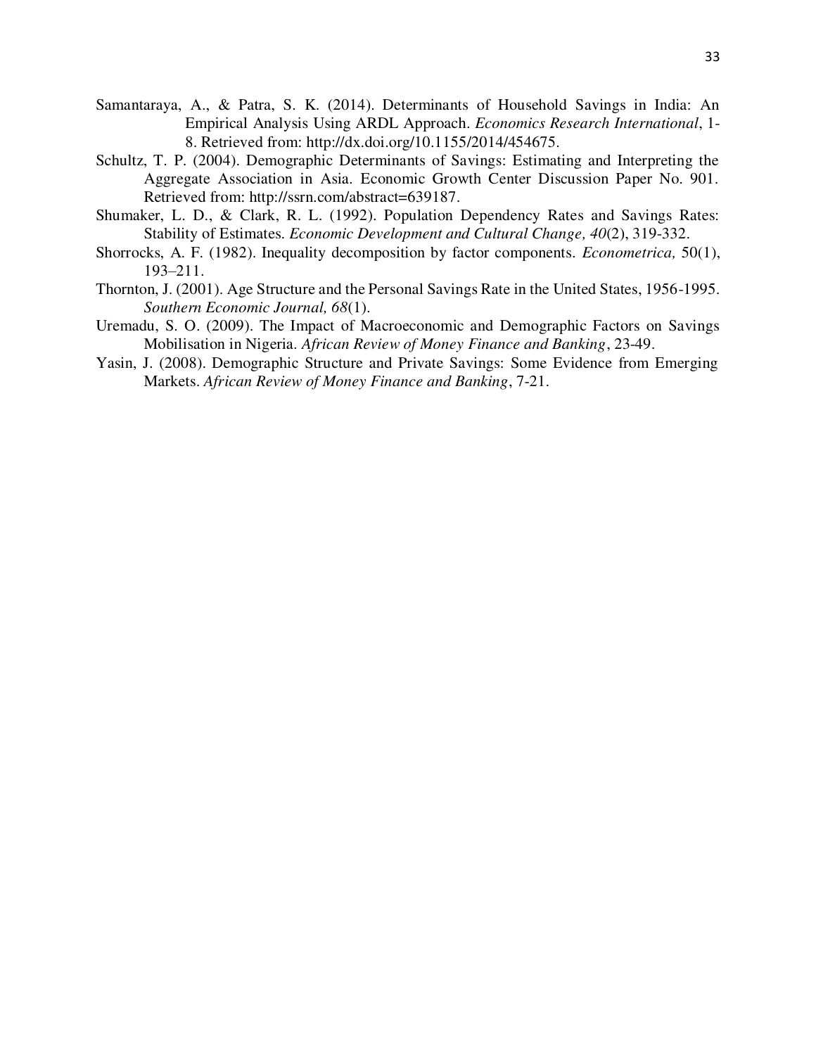Samantaraya, A., & Patra, S. K. (2014). Determinants of Household Savings in India: An Empirical Analysis Using ARDL Approach. *Economics Research International*, 1-8. Retrieved from: http://dx.doi.org/10.1155/2014/454675.

Schultz, T. P. (2004). Demographic Determinants of Savings: Estimating and Interpreting the Aggregate Association in Asia. Economic Growth Center Discussion Paper No. 901. Retrieved from: http://ssrn.com/abstract=639187.

Shumaker, L. D., & Clark, R. L. (1992). Population Dependency Rates and Savings Rates: Stability of Estimates. *Economic Development and Cultural Change, 40*(2), 319-332.

Shorrocks, A. F. (1982). Inequality decomposition by factor components. *Econometrica,* 50(1), 193–211.

Thornton, J. (2001). Age Structure and the Personal Savings Rate in the United States, 1956-1995. *Southern Economic Journal, 68*(1).

Uremadu, S. O. (2009). The Impact of Macroeconomic and Demographic Factors on Savings Mobilisation in Nigeria. *African Review of Money Finance and Banking*, 23-49.

Yasin, J. (2008). Demographic Structure and Private Savings: Some Evidence from Emerging Markets. *African Review of Money Finance and Banking*, 7-21.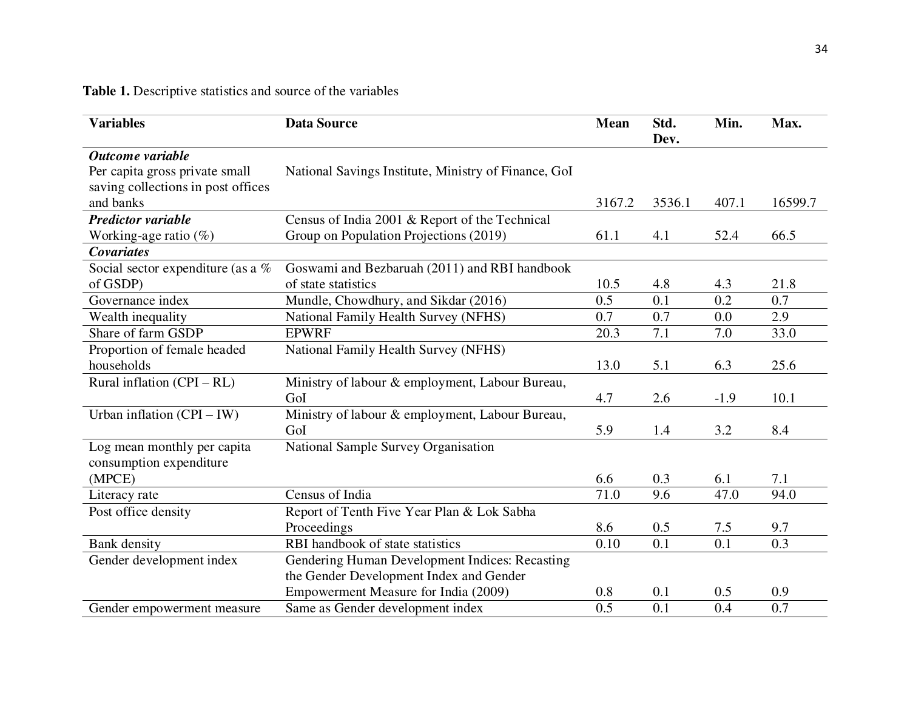**Table 1.** Descriptive statistics and source of the variables

| Variables | Data Source | Mean | Std. Dev. | Min. | Max. |
|---|---|---|---|---|---|
| ***Outcome variable*** | | | | | |
| Per capita gross private small saving collections in post offices and banks | National Savings Institute, Ministry of Finance, GoI | 3167.2 | 3536.1 | 407.1 | 16599.7 |
| ***Predictor variable*** | | | | | |
| Working-age ratio (%) | Census of India 2001 & Report of the Technical Group on Population Projections (2019) | 61.1 | 4.1 | 52.4 | 66.5 |
| ***Covariates*** | | | | | |
| Social sector expenditure (as a % of GSDP) | Goswami and Bezbaruah (2011) and RBI handbook of state statistics | 10.5 | 4.8 | 4.3 | 21.8 |
| Governance index | Mundle, Chowdhury, and Sikdar (2016) | 0.5 | 0.1 | 0.2 | 0.7 |
| Wealth inequality | National Family Health Survey (NFHS) | 0.7 | 0.7 | 0.0 | 2.9 |
| Share of farm GSDP | EPWRF | 20.3 | 7.1 | 7.0 | 33.0 |
| Proportion of female headed households | National Family Health Survey (NFHS) | 13.0 | 5.1 | 6.3 | 25.6 |
| Rural inflation (CPI – RL) | Ministry of labour & employment, Labour Bureau, GoI | 4.7 | 2.6 | -1.9 | 10.1 |
| Urban inflation (CPI – IW) | Ministry of labour & employment, Labour Bureau, GoI | 5.9 | 1.4 | 3.2 | 8.4 |
| Log mean monthly per capita consumption expenditure (MPCE) | National Sample Survey Organisation | 6.6 | 0.3 | 6.1 | 7.1 |
| Literacy rate | Census of India | 71.0 | 9.6 | 47.0 | 94.0 |
| Post office density | Report of Tenth Five Year Plan & Lok Sabha Proceedings | 8.6 | 0.5 | 7.5 | 9.7 |
| Bank density | RBI handbook of state statistics | 0.10 | 0.1 | 0.1 | 0.3 |
| Gender development index | Gendering Human Development Indices: Recasting the Gender Development Index and Gender Empowerment Measure for India (2009) | 0.8 | 0.1 | 0.5 | 0.9 |
| Gender empowerment measure | Same as Gender development index | 0.5 | 0.1 | 0.4 | 0.7 |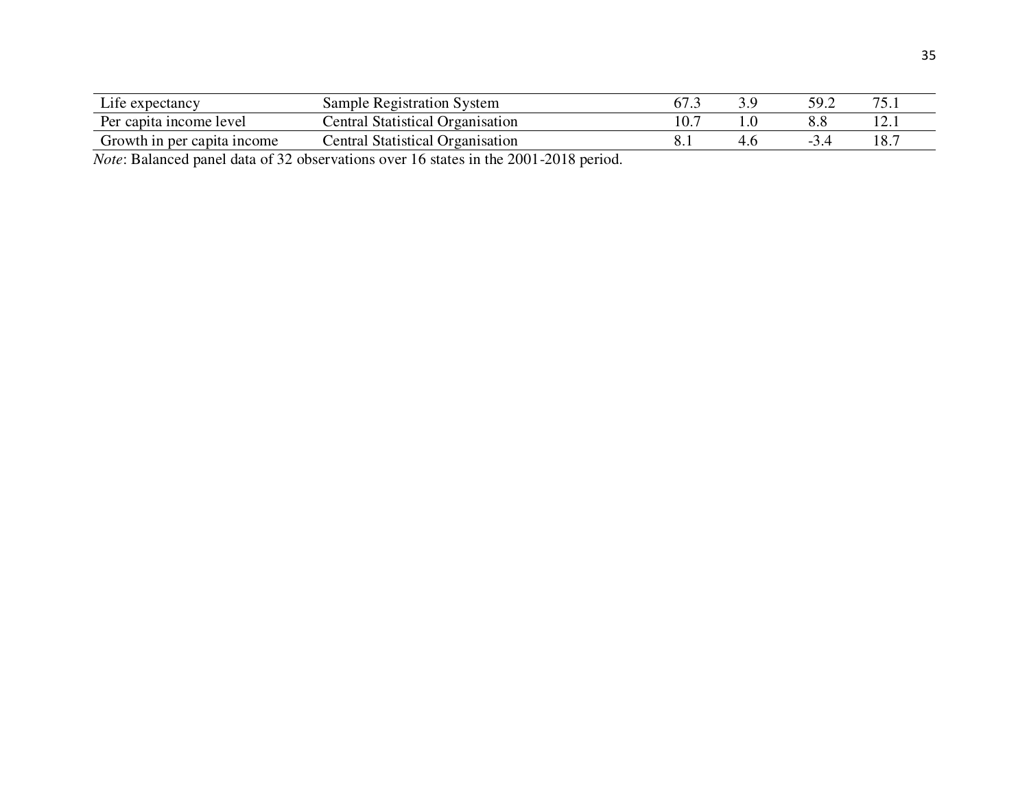| | | | | | |
|---|---|---|---|---|---|
| Life expectancy | Sample Registration System | 67.3 | 3.9 | 59.2 | 75.1 |
| Per capita income level | Central Statistical Organisation | 10.7 | 1.0 | 8.8 | 12.1 |
| Growth in per capita income | Central Statistical Organisation | 8.1 | 4.6 | -3.4 | 18.7 |

*Note*: Balanced panel data of 32 observations over 16 states in the 2001-2018 period.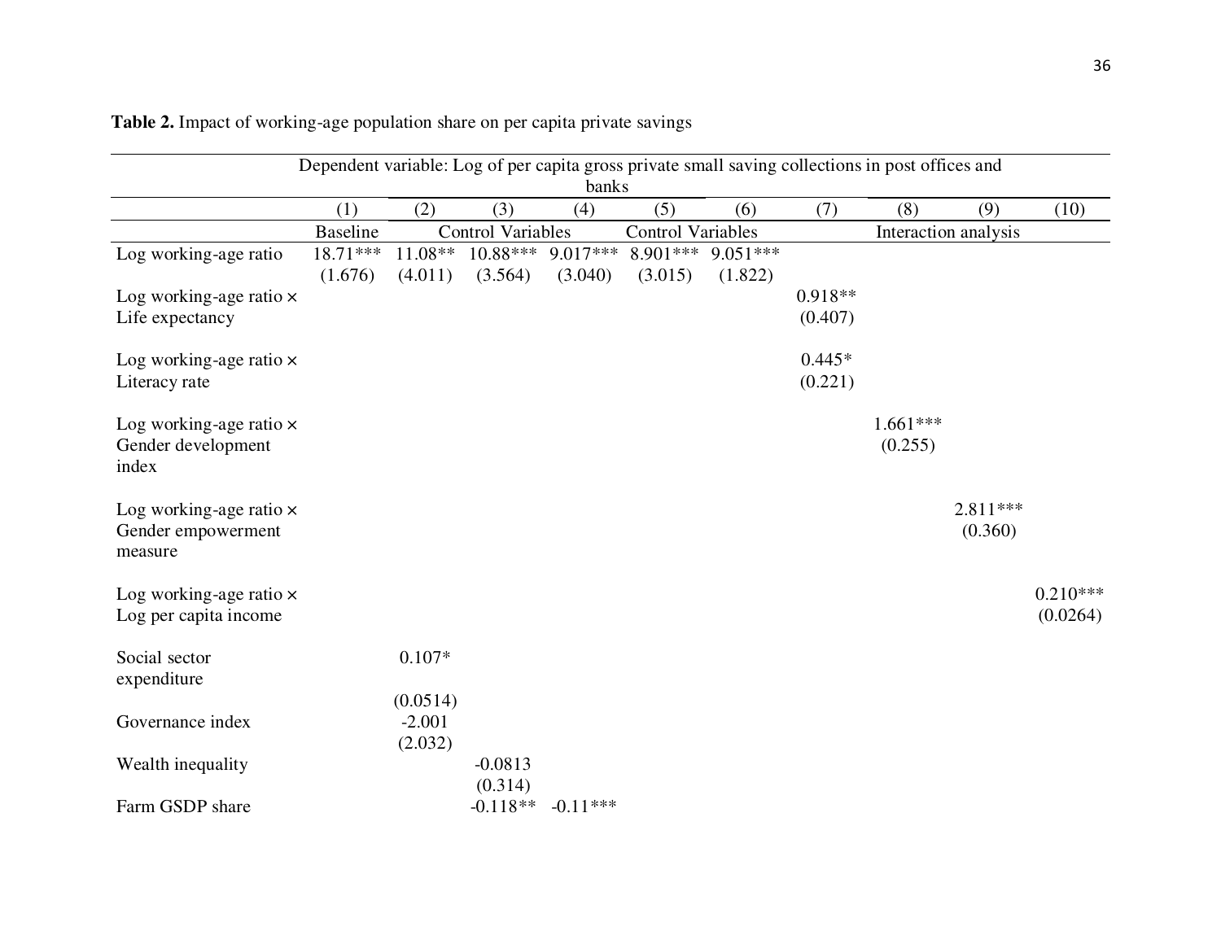**Table 2.** Impact of working-age population share on per capita private savings

| | Dependent variable: Log of per capita gross private small saving collections in post offices and banks | | | | | | | | | |
|---|---|---|---|---|---|---|---|---|---|---|
| | (1) | (2) | (3) | (4) | (5) | (6) | (7) | (8) | (9) | (10) |
| | Baseline | Control Variables | | | Control Variables | | Interaction analysis | | | |
| Log working-age ratio | 18.71*** | 11.08** | 10.88*** | 9.017*** | 8.901*** | 9.051*** | | | | |
| | (1.676) | (4.011) | (3.564) | (3.040) | (3.015) | (1.822) | | | | |
| Log working-age ratio × Life expectancy | | | | | | | 0.918** | | | |
| | | | | | | | (0.407) | | | |
| Log working-age ratio × Literacy rate | | | | | | | 0.445* | | | |
| | | | | | | | (0.221) | | | |
| Log working-age ratio × Gender development index | | | | | | | | 1.661*** | | |
| | | | | | | | | (0.255) | | |
| Log working-age ratio × Gender empowerment measure | | | | | | | | | 2.811*** | |
| | | | | | | | | | (0.360) | |
| Log working-age ratio × Log per capita income | | | | | | | | | | 0.210*** |
| | | | | | | | | | | (0.0264) |
| Social sector expenditure | | 0.107* | | | | | | | | |
| | | (0.0514) | | | | | | | | |
| Governance index | | -2.001 | | | | | | | | |
| | | (2.032) | | | | | | | | |
| Wealth inequality | | | -0.0813 | | | | | | | |
| | | | (0.314) | | | | | | | |
| Farm GSDP share | | | -0.118** | -0.11*** | | | | | | |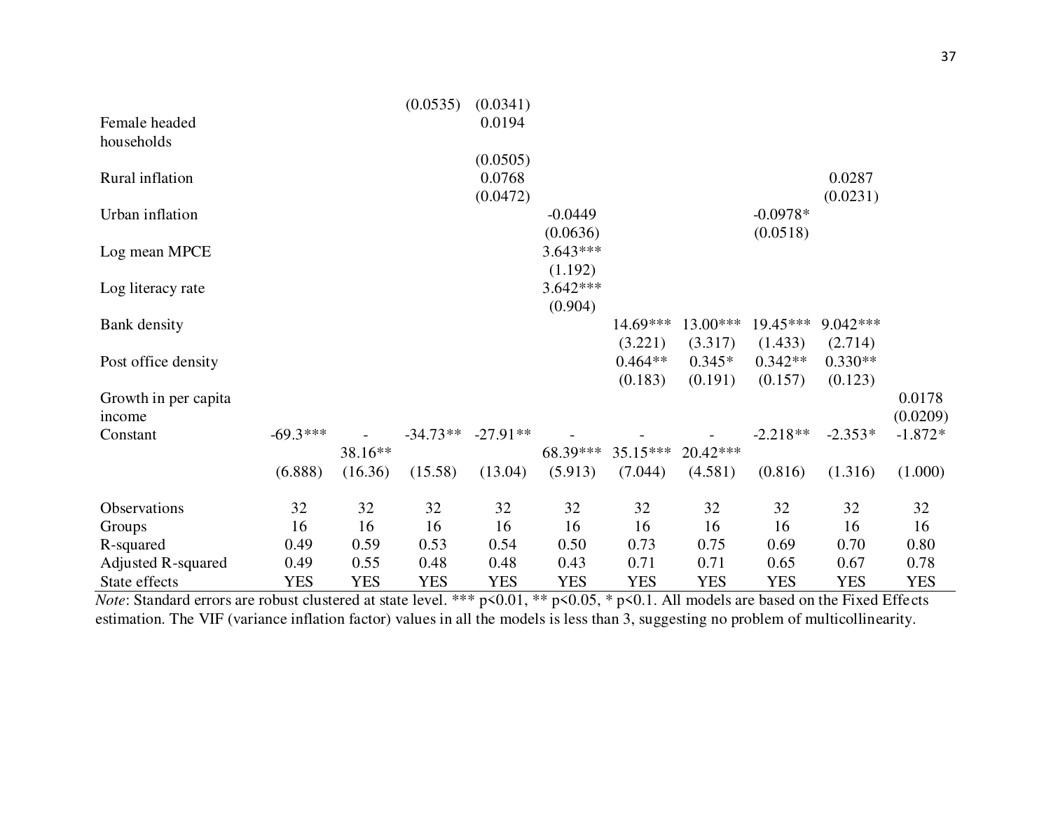| | | | | | | | | | | |
|---|---|---|---|---|---|---|---|---|---|---|
| | | | (0.0535) | (0.0341) | | | | | | |
| Female headed households | | | | 0.0194 | | | | | | |
| | | | | (0.0505) | | | | | | |
| Rural inflation | | | | 0.0768 | | | | | 0.0287 | |
| | | | | (0.0472) | | | | | (0.0231) | |
| Urban inflation | | | | | -0.0449 | | | -0.0978* | | |
| | | | | | (0.0636) | | | (0.0518) | | |
| Log mean MPCE | | | | | 3.643*** | | | | | |
| | | | | | (1.192) | | | | | |
| Log literacy rate | | | | | 3.642*** | | | | | |
| | | | | | (0.904) | | | | | |
| Bank density | | | | | | 14.69*** | 13.00*** | 19.45*** | 9.042*** | |
| | | | | | | (3.221) | (3.317) | (1.433) | (2.714) | |
| Post office density | | | | | | 0.464** | 0.345* | 0.342** | 0.330** | |
| | | | | | | (0.183) | (0.191) | (0.157) | (0.123) | |
| Growth in per capita income | | | | | | | | | | 0.0178 |
| | | | | | | | | | | (0.0209) |
| Constant | -69.3*** | -38.16** | -34.73** | -27.91** | -68.39*** | -35.15*** | -20.42*** | -2.218** | -2.353* | -1.872* |
| | (6.888) | (16.36) | (15.58) | (13.04) | (5.913) | (7.044) | (4.581) | (0.816) | (1.316) | (1.000) |
| Observations | 32 | 32 | 32 | 32 | 32 | 32 | 32 | 32 | 32 | 32 |
| Groups | 16 | 16 | 16 | 16 | 16 | 16 | 16 | 16 | 16 | 16 |
| R-squared | 0.49 | 0.59 | 0.53 | 0.54 | 0.50 | 0.73 | 0.75 | 0.69 | 0.70 | 0.80 |
| Adjusted R-squared | 0.49 | 0.55 | 0.48 | 0.48 | 0.43 | 0.71 | 0.71 | 0.65 | 0.67 | 0.78 |
| State effects | YES | YES | YES | YES | YES | YES | YES | YES | YES | YES |

*Note*: Standard errors are robust clustered at state level. *** p<0.01, ** p<0.05, * p<0.1. All models are based on the Fixed Effects estimation. The VIF (variance inflation factor) values in all the models is less than 3, suggesting no problem of multicollinearity.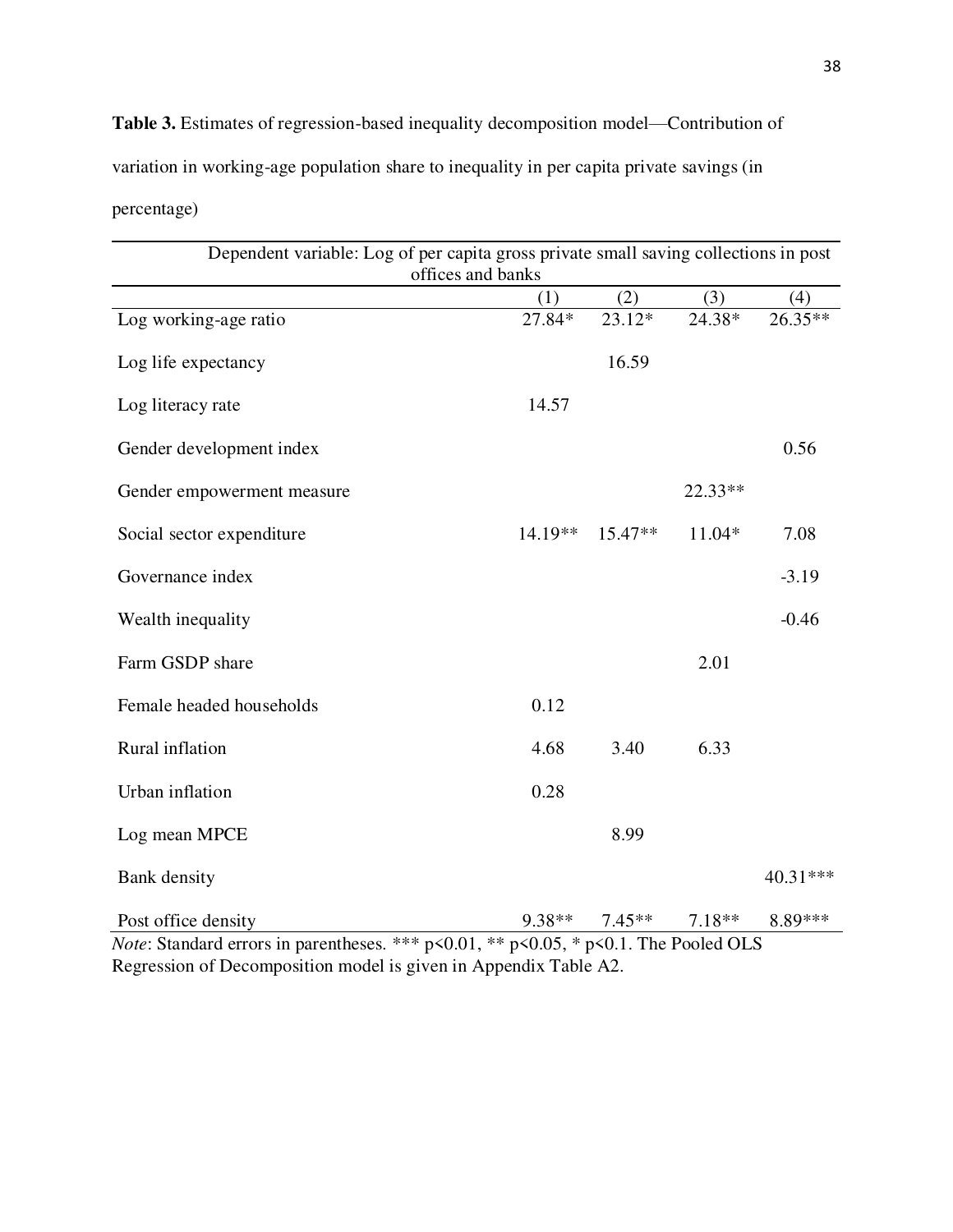**Table 3.** Estimates of regression-based inequality decomposition model—Contribution of variation in working-age population share to inequality in per capita private savings (in percentage)

| Dependent variable: Log of per capita gross private small saving collections in post offices and banks | | | | |
|---|---|---|---|---|
| | (1) | (2) | (3) | (4) |
| Log working-age ratio | 27.84* | 23.12* | 24.38* | 26.35** |
| Log life expectancy | | 16.59 | | |
| Log literacy rate | 14.57 | | | |
| Gender development index | | | | 0.56 |
| Gender empowerment measure | | | 22.33** | |
| Social sector expenditure | 14.19** | 15.47** | 11.04* | 7.08 |
| Governance index | | | | -3.19 |
| Wealth inequality | | | | -0.46 |
| Farm GSDP share | | | 2.01 | |
| Female headed households | 0.12 | | | |
| Rural inflation | 4.68 | 3.40 | 6.33 | |
| Urban inflation | 0.28 | | | |
| Log mean MPCE | | 8.99 | | |
| Bank density | | | | 40.31*** |
| Post office density | 9.38** | 7.45** | 7.18** | 8.89*** |

*Note*: Standard errors in parentheses. *** p<0.01, ** p<0.05, * p<0.1. The Pooled OLS Regression of Decomposition model is given in Appendix Table A2.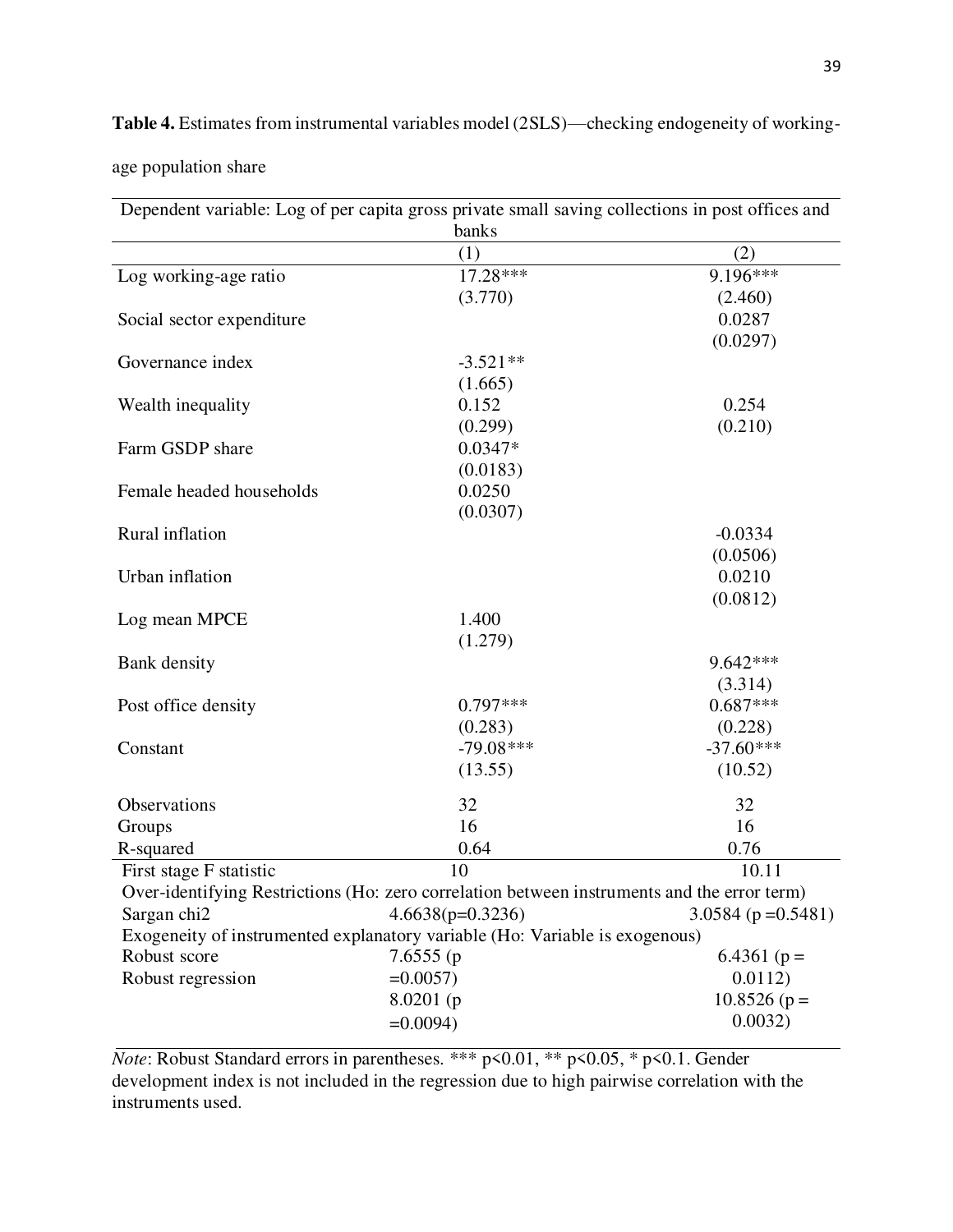**Table 4.** Estimates from instrumental variables model (2SLS)—checking endogeneity of working-age population share

| Dependent variable: Log of per capita gross private small saving collections in post offices and banks | | |
|---|---|---|
| | (1) | (2) |
| Log working-age ratio | 17.28*** | 9.196*** |
| | (3.770) | (2.460) |
| Social sector expenditure | | 0.0287 |
| | | (0.0297) |
| Governance index | -3.521** | |
| | (1.665) | |
| Wealth inequality | 0.152 | 0.254 |
| | (0.299) | (0.210) |
| Farm GSDP share | 0.0347* | |
| | (0.0183) | |
| Female headed households | 0.0250 | |
| | (0.0307) | |
| Rural inflation | | -0.0334 |
| | | (0.0506) |
| Urban inflation | | 0.0210 |
| | | (0.0812) |
| Log mean MPCE | 1.400 | |
| | (1.279) | |
| Bank density | | 9.642*** |
| | | (3.314) |
| Post office density | 0.797*** | 0.687*** |
| | (0.283) | (0.228) |
| Constant | -79.08*** | -37.60*** |
| | (13.55) | (10.52) |
| Observations | 32 | 32 |
| Groups | 16 | 16 |
| R-squared | 0.64 | 0.76 |
| First stage F statistic | 10 | 10.11 |
| Over-identifying Restrictions (Ho: zero correlation between instruments and the error term) | | |
| Sargan chi2 | 4.6638(p=0.3236) | 3.0584 (p =0.5481) |
| Exogeneity of instrumented explanatory variable (Ho: Variable is exogenous) | | |
| Robust score | 7.6555 (p =0.0057) | 6.4361 (p = 0.0112) |
| Robust regression | 8.0201 (p =0.0094) | 10.8526 (p = 0.0032) |

*Note*: Robust Standard errors in parentheses. *** p<0.01, ** p<0.05, * p<0.1. Gender development index is not included in the regression due to high pairwise correlation with the instruments used.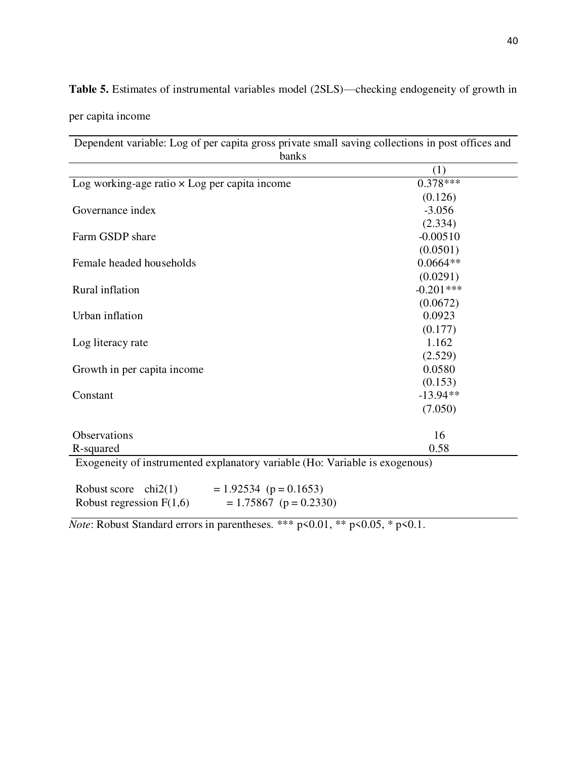**Table 5.** Estimates of instrumental variables model (2SLS)—checking endogeneity of growth in per capita income

| Dependent variable: Log of per capita gross private small saving collections in post offices and banks | |
|---|---|
| | (1) |
| Log working-age ratio × Log per capita income | 0.378*** |
| | (0.126) |
| Governance index | -3.056 |
| | (2.334) |
| Farm GSDP share | -0.00510 |
| | (0.0501) |
| Female headed households | 0.0664** |
| | (0.0291) |
| Rural inflation | -0.201*** |
| | (0.0672) |
| Urban inflation | 0.0923 |
| | (0.177) |
| Log literacy rate | 1.162 |
| | (2.529) |
| Growth in per capita income | 0.0580 |
| | (0.153) |
| Constant | -13.94** |
| | (7.050) |
| Observations | 16 |
| R-squared | 0.58 |

Exogeneity of instrumented explanatory variable (Ho: Variable is exogenous)

Robust score chi2(1) = 1.92534 (p = 0.1653)
Robust regression F(1,6) = 1.75867 (p = 0.2330)

*Note*: Robust Standard errors in parentheses. *** p<0.01, ** p<0.05, * p<0.1.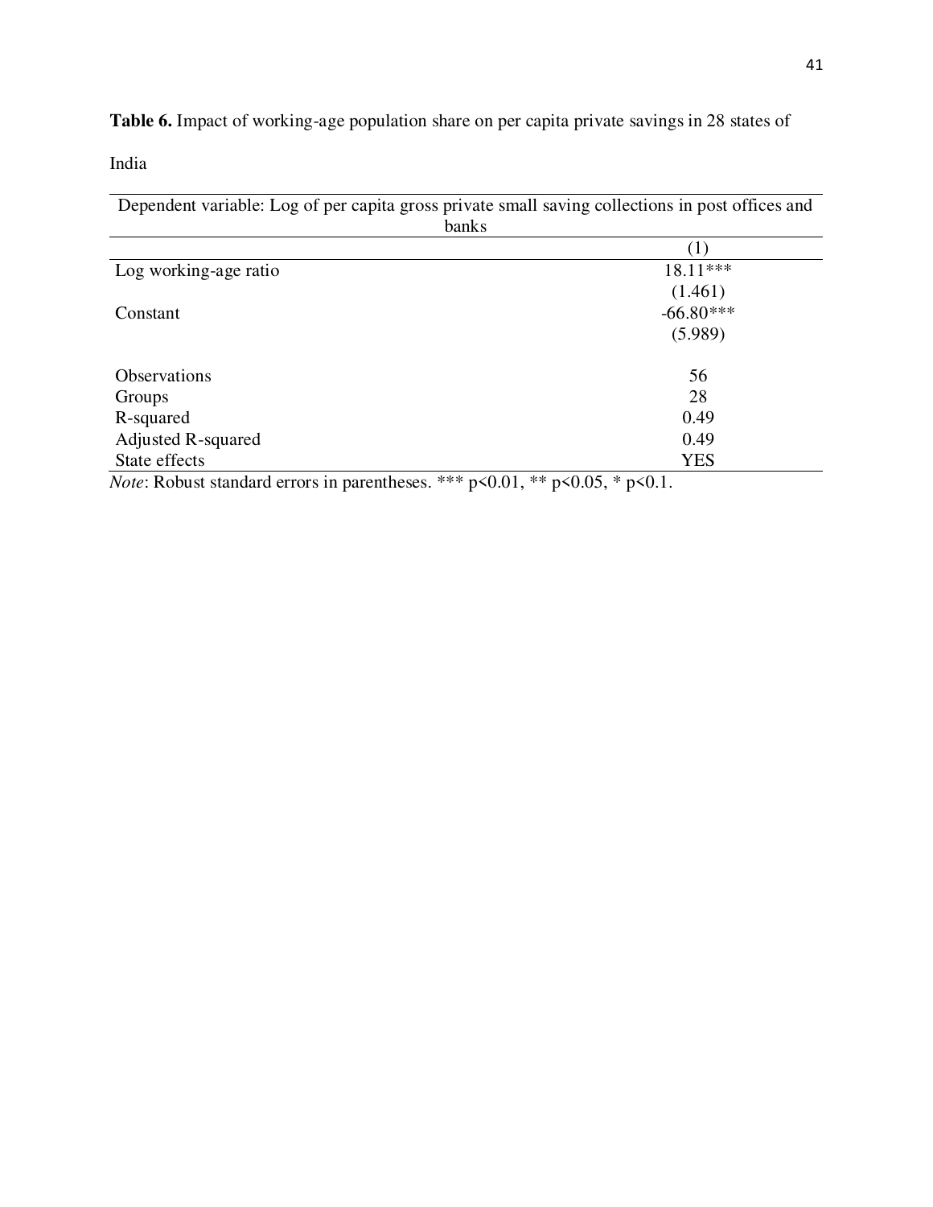**Table 6.** Impact of working-age population share on per capita private savings in 28 states of India

| Dependent variable: Log of per capita gross private small saving collections in post offices and banks | |
|---|---|
| | (1) |
| Log working-age ratio | 18.11*** |
| | (1.461) |
| Constant | -66.80*** |
| | (5.989) |
| | |
| Observations | 56 |
| Groups | 28 |
| R-squared | 0.49 |
| Adjusted R-squared | 0.49 |
| State effects | YES |

*Note*: Robust standard errors in parentheses. *** p<0.01, ** p<0.05, * p<0.1.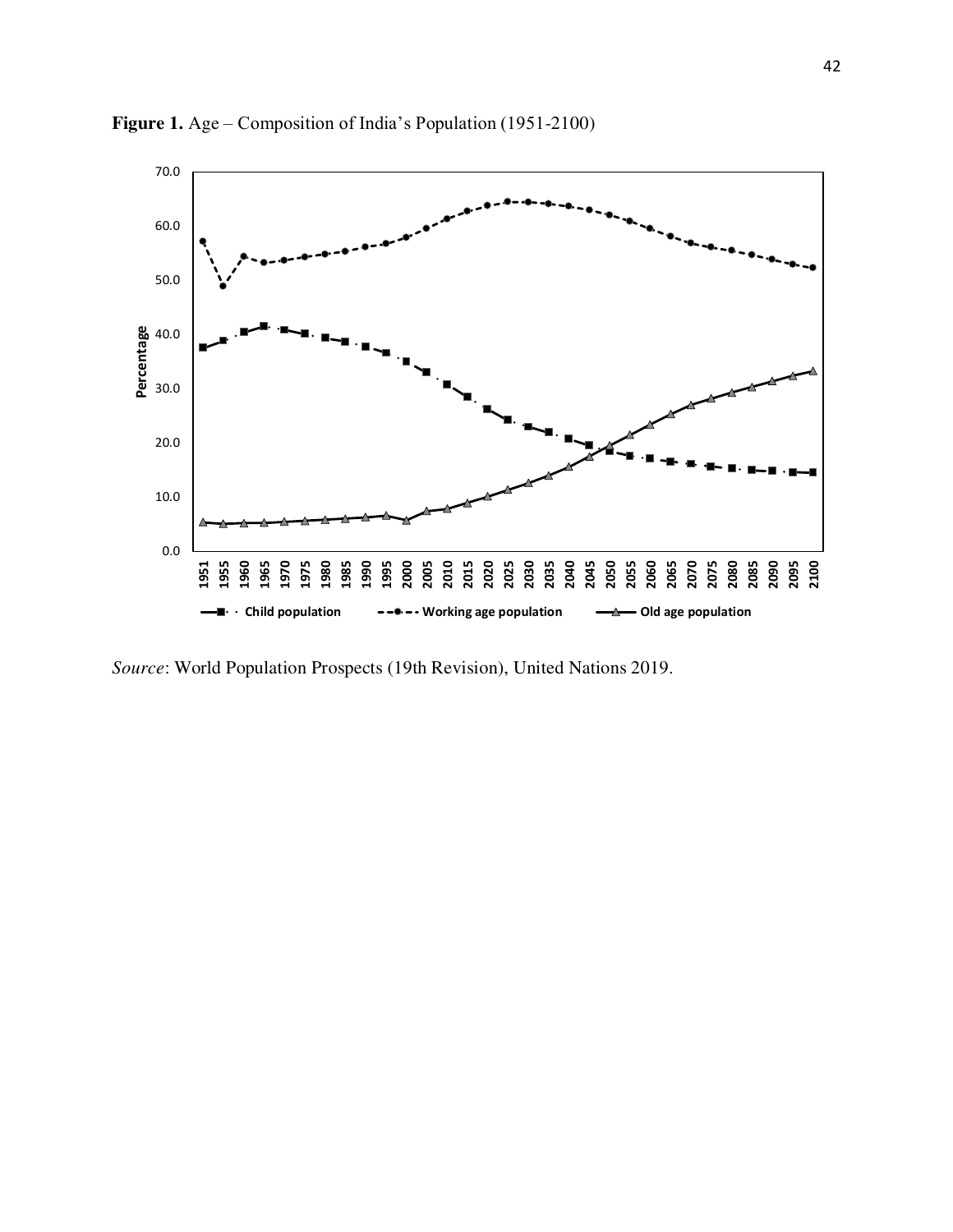**Figure 1.** Age – Composition of India's Population (1951-2100)

*Source*: World Population Prospects (19th Revision), United Nations 2019.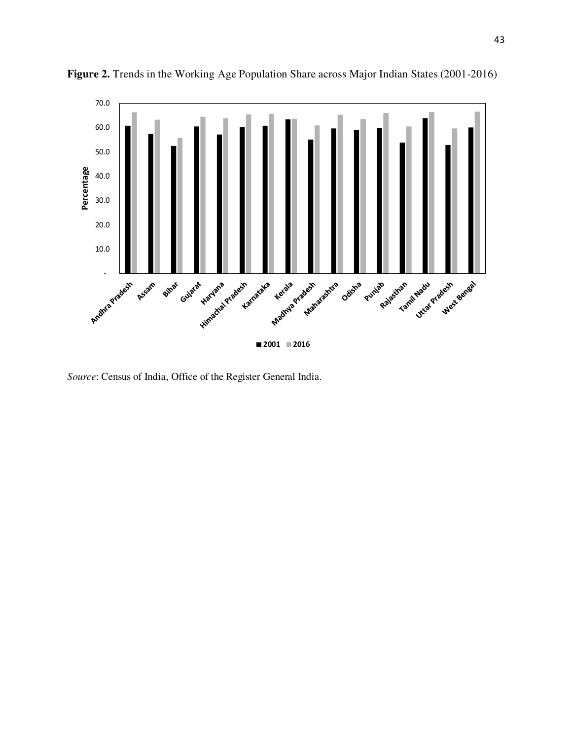**Figure 2.** Trends in the Working Age Population Share across Major Indian States (2001-2016)

*Source*: Census of India, Office of the Register General India.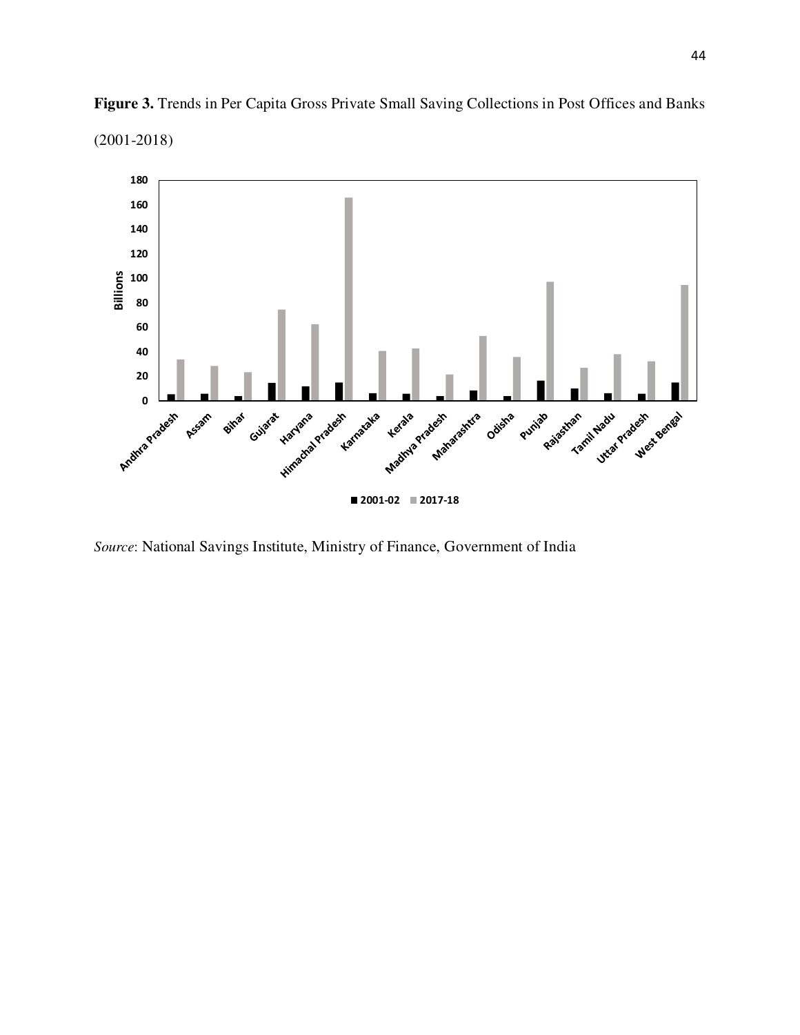**Figure 3.** Trends in Per Capita Gross Private Small Saving Collections in Post Offices and Banks (2001-2018)

*Source*: National Savings Institute, Ministry of Finance, Government of India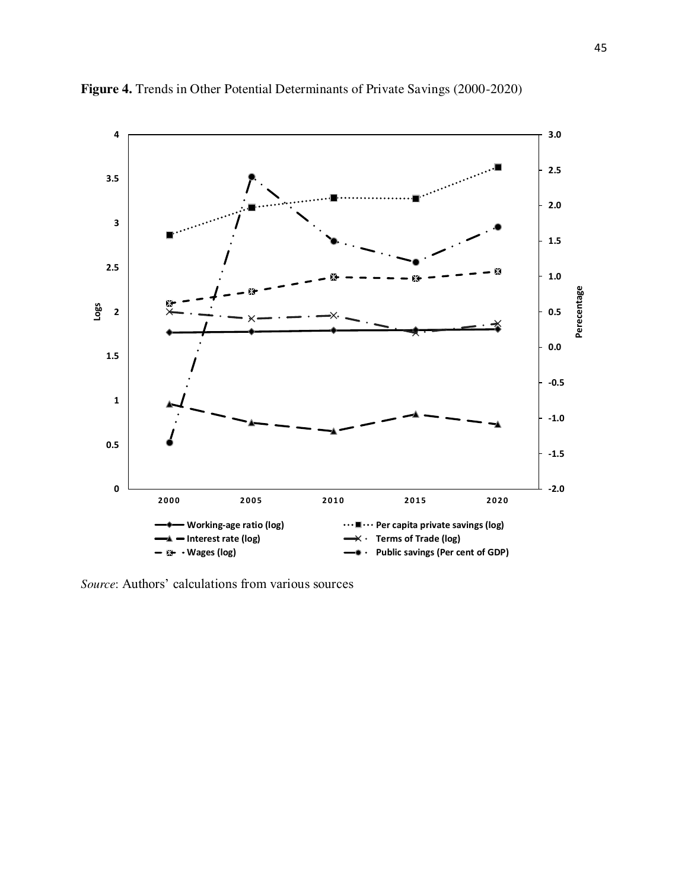**Figure 4.** Trends in Other Potential Determinants of Private Savings (2000-2020)

*Source*: Authors' calculations from various sources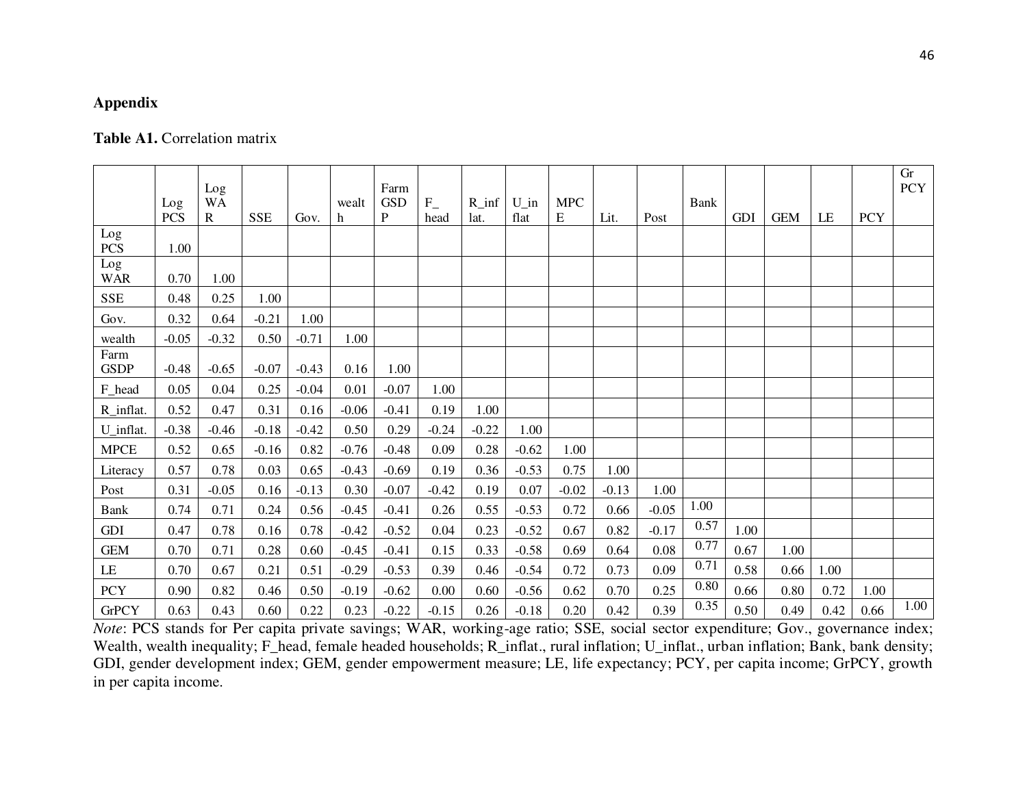## Appendix

**Table A1.** Correlation matrix

| | Log PCS | Log WAR | SSE | Gov. | wealth | Farm GSDP | F_head | R_inflat. | U_inflat | MPCE | Lit. | Post | Bank | GDI | GEM | LE | PCY | Gr PCY |
|---|---|---|---|---|---|---|---|---|---|---|---|---|---|---|---|---|---|---|
| Log PCS | 1.00 | | | | | | | | | | | | | | | | | |
| Log WAR | 0.70 | 1.00 | | | | | | | | | | | | | | | | |
| SSE | 0.48 | 0.25 | 1.00 | | | | | | | | | | | | | | | |
| Gov. | 0.32 | 0.64 | -0.21 | 1.00 | | | | | | | | | | | | | | |
| wealth | -0.05 | -0.32 | 0.50 | -0.71 | 1.00 | | | | | | | | | | | | | |
| Farm GSDP | -0.48 | -0.65 | -0.07 | -0.43 | 0.16 | 1.00 | | | | | | | | | | | | |
| F_head | 0.05 | 0.04 | 0.25 | -0.04 | 0.01 | -0.07 | 1.00 | | | | | | | | | | | |
| R_inflat. | 0.52 | 0.47 | 0.31 | 0.16 | -0.06 | -0.41 | 0.19 | 1.00 | | | | | | | | | | |
| U_inflat. | -0.38 | -0.46 | -0.18 | -0.42 | 0.50 | 0.29 | -0.24 | -0.22 | 1.00 | | | | | | | | | |
| MPCE | 0.52 | 0.65 | -0.16 | 0.82 | -0.76 | -0.48 | 0.09 | 0.28 | -0.62 | 1.00 | | | | | | | | |
| Literacy | 0.57 | 0.78 | 0.03 | 0.65 | -0.43 | -0.69 | 0.19 | 0.36 | -0.53 | 0.75 | 1.00 | | | | | | | |
| Post | 0.31 | -0.05 | 0.16 | -0.13 | 0.30 | -0.07 | -0.42 | 0.19 | 0.07 | -0.02 | -0.13 | 1.00 | | | | | | |
| Bank | 0.74 | 0.71 | 0.24 | 0.56 | -0.45 | -0.41 | 0.26 | 0.55 | -0.53 | 0.72 | 0.66 | -0.05 | 1.00 | | | | | |
| GDI | 0.47 | 0.78 | 0.16 | 0.78 | -0.42 | -0.52 | 0.04 | 0.23 | -0.52 | 0.67 | 0.82 | -0.17 | 0.57 | 1.00 | | | | |
| GEM | 0.70 | 0.71 | 0.28 | 0.60 | -0.45 | -0.41 | 0.15 | 0.33 | -0.58 | 0.69 | 0.64 | 0.08 | 0.77 | 0.67 | 1.00 | | | |
| LE | 0.70 | 0.67 | 0.21 | 0.51 | -0.29 | -0.53 | 0.39 | 0.46 | -0.54 | 0.72 | 0.73 | 0.09 | 0.71 | 0.58 | 0.66 | 1.00 | | |
| PCY | 0.90 | 0.82 | 0.46 | 0.50 | -0.19 | -0.62 | 0.00 | 0.60 | -0.56 | 0.62 | 0.70 | 0.25 | 0.80 | 0.66 | 0.80 | 0.72 | 1.00 | |
| GrPCY | 0.63 | 0.43 | 0.60 | 0.22 | 0.23 | -0.22 | -0.15 | 0.26 | -0.18 | 0.20 | 0.42 | 0.39 | 0.35 | 0.50 | 0.49 | 0.42 | 0.66 | 1.00 |

*Note*: PCS stands for Per capita private savings; WAR, working-age ratio; SSE, social sector expenditure; Gov., governance index; Wealth, wealth inequality; F_head, female headed households; R_inflat., rural inflation; U_inflat., urban inflation; Bank, bank density; GDI, gender development index; GEM, gender empowerment measure; LE, life expectancy; PCY, per capita income; GrPCY, growth in per capita income.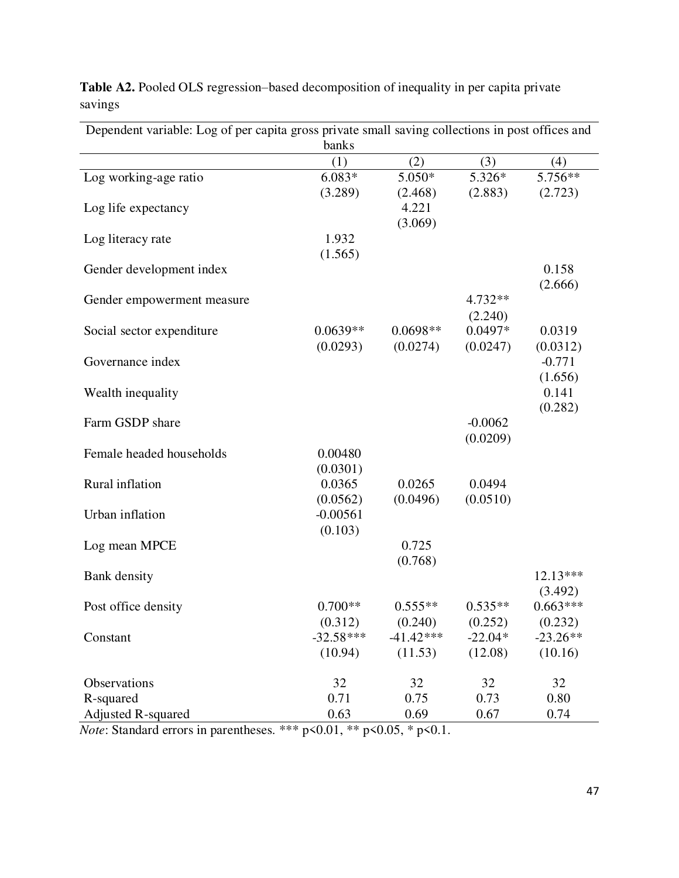**Table A2.** Pooled OLS regression–based decomposition of inequality in per capita private savings

| Dependent variable: Log of per capita gross private small saving collections in post offices and banks | | | | |
|---|---|---|---|---|
| | (1) | (2) | (3) | (4) |
| Log working-age ratio | 6.083* | 5.050* | 5.326* | 5.756** |
| | (3.289) | (2.468) | (2.883) | (2.723) |
| Log life expectancy | | 4.221 | | |
| | | (3.069) | | |
| Log literacy rate | 1.932 | | | |
| | (1.565) | | | |
| Gender development index | | | | 0.158 |
| | | | | (2.666) |
| Gender empowerment measure | | | 4.732** | |
| | | | (2.240) | |
| Social sector expenditure | 0.0639** | 0.0698** | 0.0497* | 0.0319 |
| | (0.0293) | (0.0274) | (0.0247) | (0.0312) |
| Governance index | | | | -0.771 |
| | | | | (1.656) |
| Wealth inequality | | | | 0.141 |
| | | | | (0.282) |
| Farm GSDP share | | | -0.0062 | |
| | | | (0.0209) | |
| Female headed households | 0.00480 | | | |
| | (0.0301) | | | |
| Rural inflation | 0.0365 | 0.0265 | 0.0494 | |
| | (0.0562) | (0.0496) | (0.0510) | |
| Urban inflation | -0.00561 | | | |
| | (0.103) | | | |
| Log mean MPCE | | 0.725 | | |
| | | (0.768) | | |
| Bank density | | | | 12.13*** |
| | | | | (3.492) |
| Post office density | 0.700** | 0.555** | 0.535** | 0.663*** |
| | (0.312) | (0.240) | (0.252) | (0.232) |
| Constant | -32.58*** | -41.42*** | -22.04* | -23.26** |
| | (10.94) | (11.53) | (12.08) | (10.16) |
| Observations | 32 | 32 | 32 | 32 |
| R-squared | 0.71 | 0.75 | 0.73 | 0.80 |
| Adjusted R-squared | 0.63 | 0.69 | 0.67 | 0.74 |

*Note*: Standard errors in parentheses. *** $p<0.01$, ** $p<0.05$, * $p<0.1$.